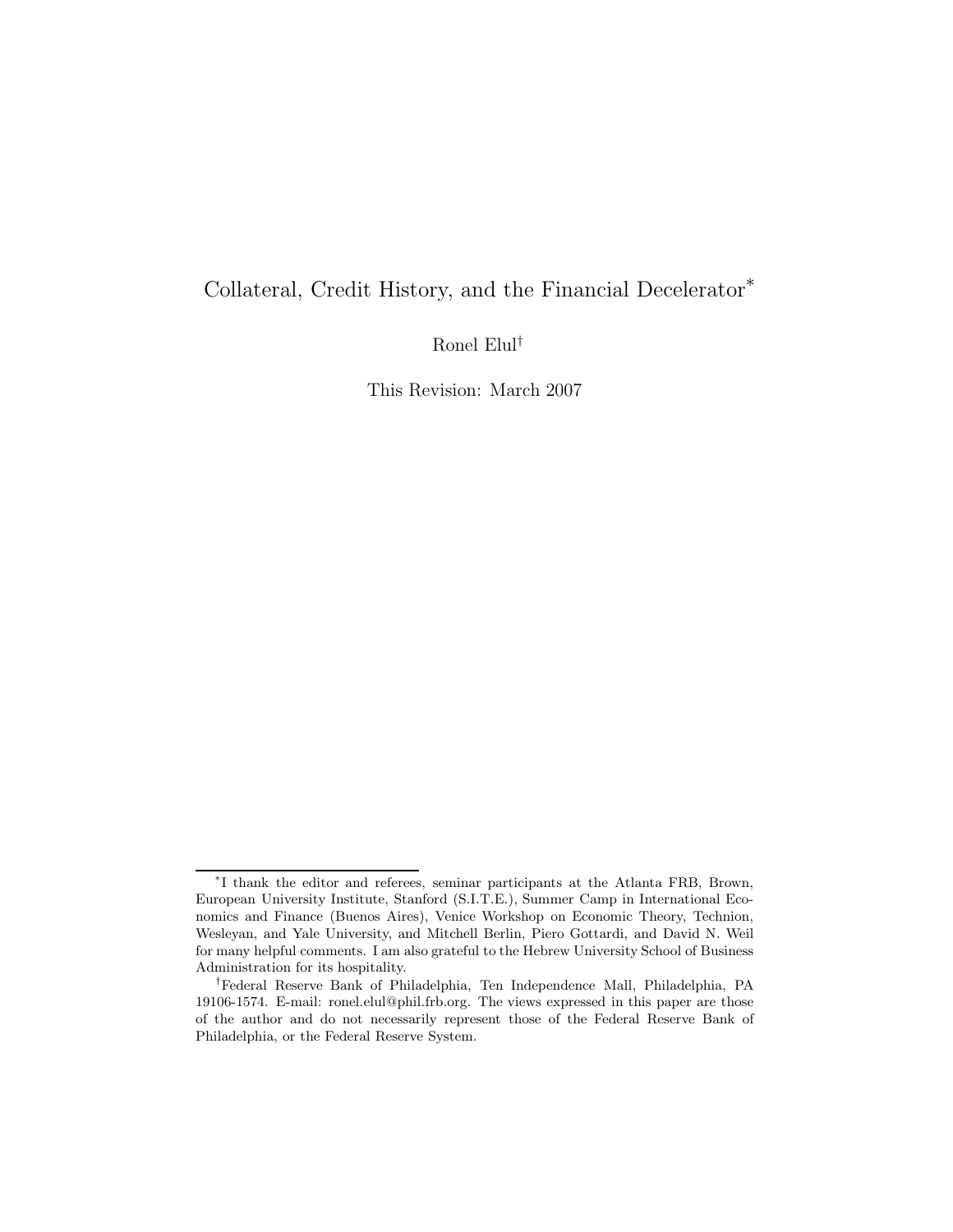# Collateral, Credit History, and the Financial Decelerator[*]

Ronel Elul[†]

This Revision: March 2007

---

[*] I thank the editor and referees, seminar participants at the Atlanta FRB, Brown, European University Institute, Stanford (S.I.T.E.), Summer Camp in International Economics and Finance (Buenos Aires), Venice Workshop on Economic Theory, Technion, Wesleyan, and Yale University, and Mitchell Berlin, Piero Gottardi, and David N. Weil for many helpful comments. I am also grateful to the Hebrew University School of Business Administration for its hospitality.

[†] Federal Reserve Bank of Philadelphia, Ten Independence Mall, Philadelphia, PA 19106-1574. E-mail: ronel.elul@phil.frb.org. The views expressed in this paper are those of the author and do not necessarily represent those of the Federal Reserve Bank of Philadelphia, or the Federal Reserve System.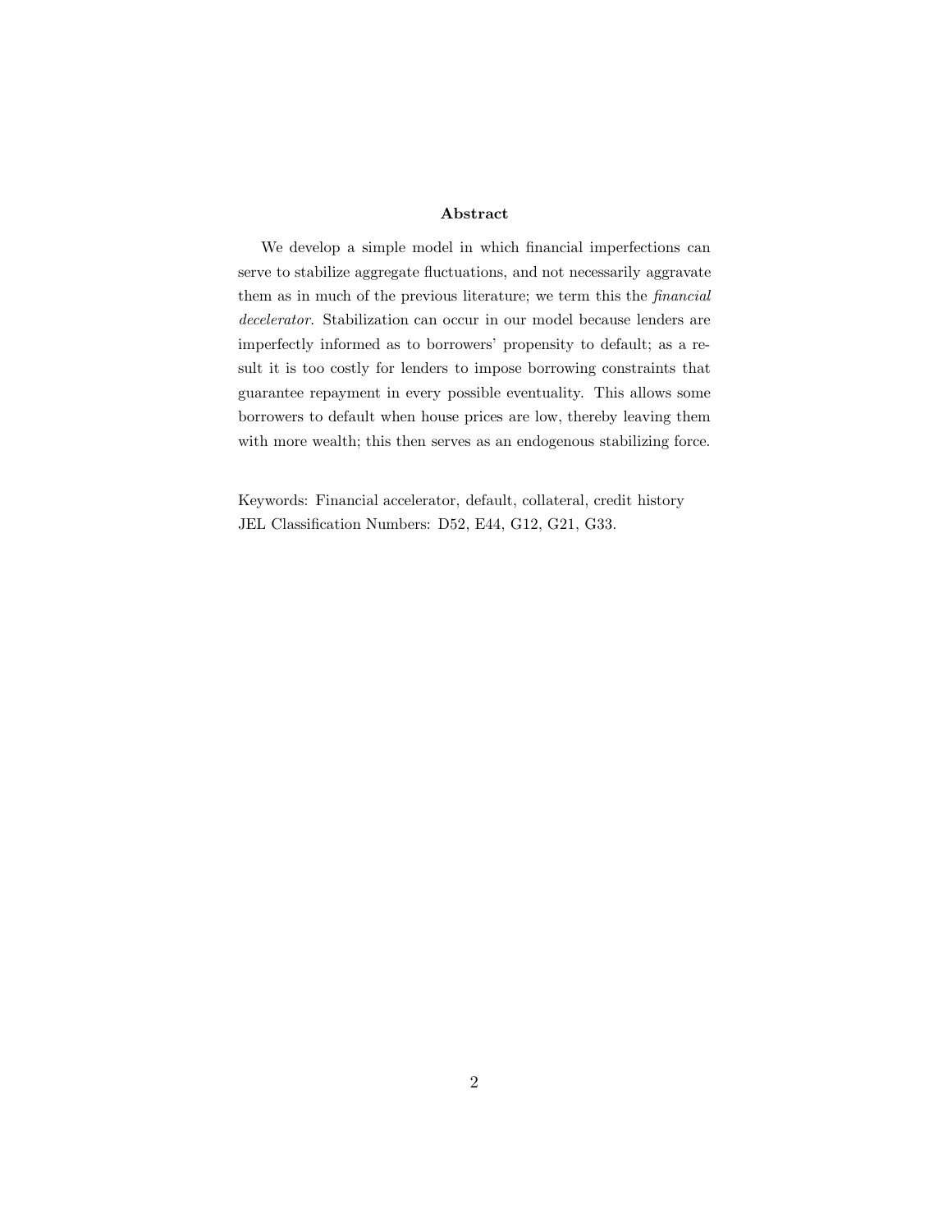## Abstract

We develop a simple model in which financial imperfections can serve to stabilize aggregate fluctuations, and not necessarily aggravate them as in much of the previous literature; we term this the *financial decelerator*. Stabilization can occur in our model because lenders are imperfectly informed as to borrowers' propensity to default; as a result it is too costly for lenders to impose borrowing constraints that guarantee repayment in every possible eventuality. This allows some borrowers to default when house prices are low, thereby leaving them with more wealth; this then serves as an endogenous stabilizing force.

Keywords: Financial accelerator, default, collateral, credit history
JEL Classification Numbers: D52, E44, G12, G21, G33.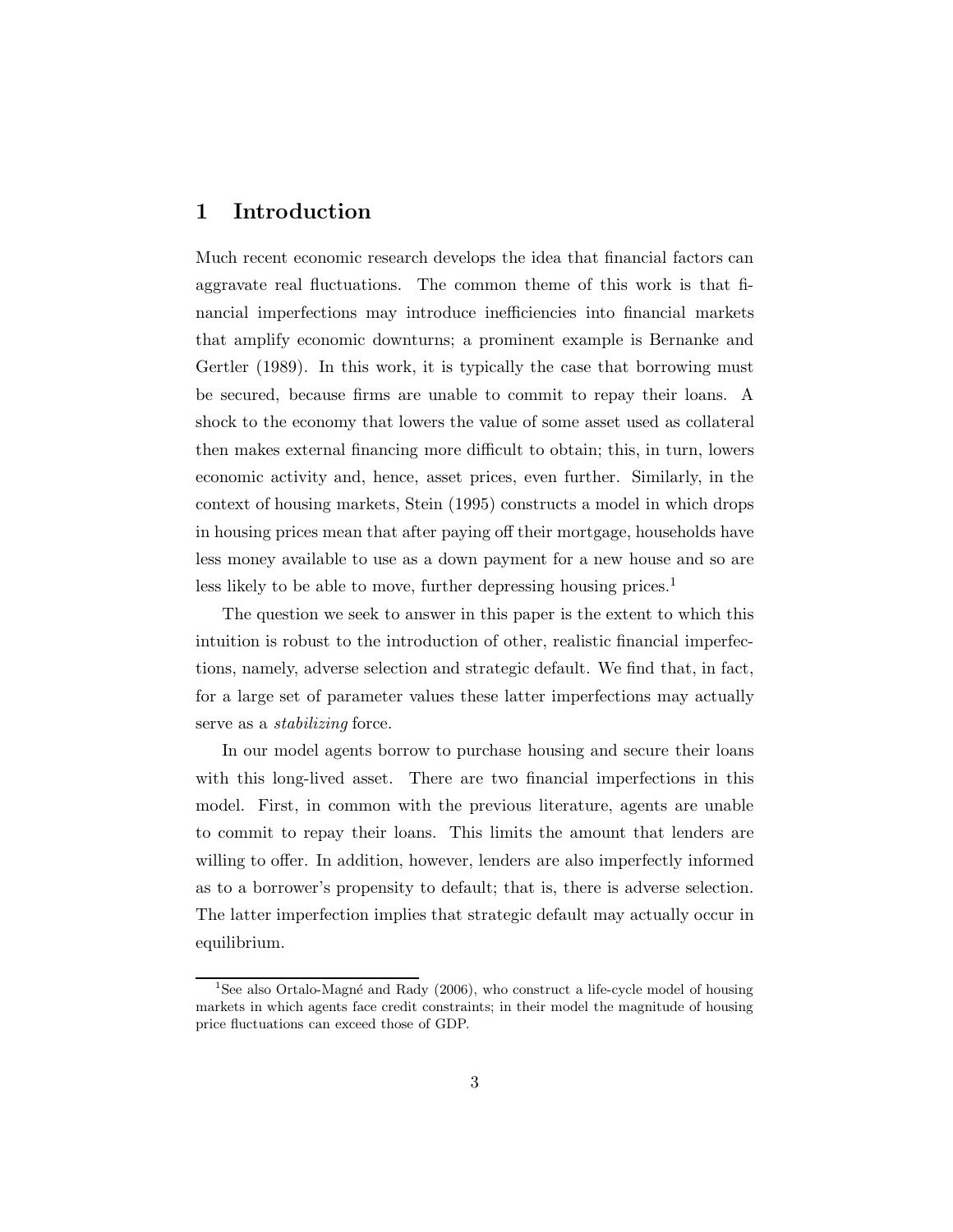# 1 Introduction

Much recent economic research develops the idea that financial factors can aggravate real fluctuations. The common theme of this work is that financial imperfections may introduce inefficiencies into financial markets that amplify economic downturns; a prominent example is Bernanke and Gertler (1989). In this work, it is typically the case that borrowing must be secured, because firms are unable to commit to repay their loans. A shock to the economy that lowers the value of some asset used as collateral then makes external financing more difficult to obtain; this, in turn, lowers economic activity and, hence, asset prices, even further. Similarly, in the context of housing markets, Stein (1995) constructs a model in which drops in housing prices mean that after paying off their mortgage, households have less money available to use as a down payment for a new house and so are less likely to be able to move, further depressing housing prices.[1]

The question we seek to answer in this paper is the extent to which this intuition is robust to the introduction of other, realistic financial imperfections, namely, adverse selection and strategic default. We find that, in fact, for a large set of parameter values these latter imperfections may actually serve as a *stabilizing* force.

In our model agents borrow to purchase housing and secure their loans with this long-lived asset. There are two financial imperfections in this model. First, in common with the previous literature, agents are unable to commit to repay their loans. This limits the amount that lenders are willing to offer. In addition, however, lenders are also imperfectly informed as to a borrower's propensity to default; that is, there is adverse selection. The latter imperfection implies that strategic default may actually occur in equilibrium.

[1] See also Ortalo-Magné and Rady (2006), who construct a life-cycle model of housing markets in which agents face credit constraints; in their model the magnitude of housing price fluctuations can exceed those of GDP.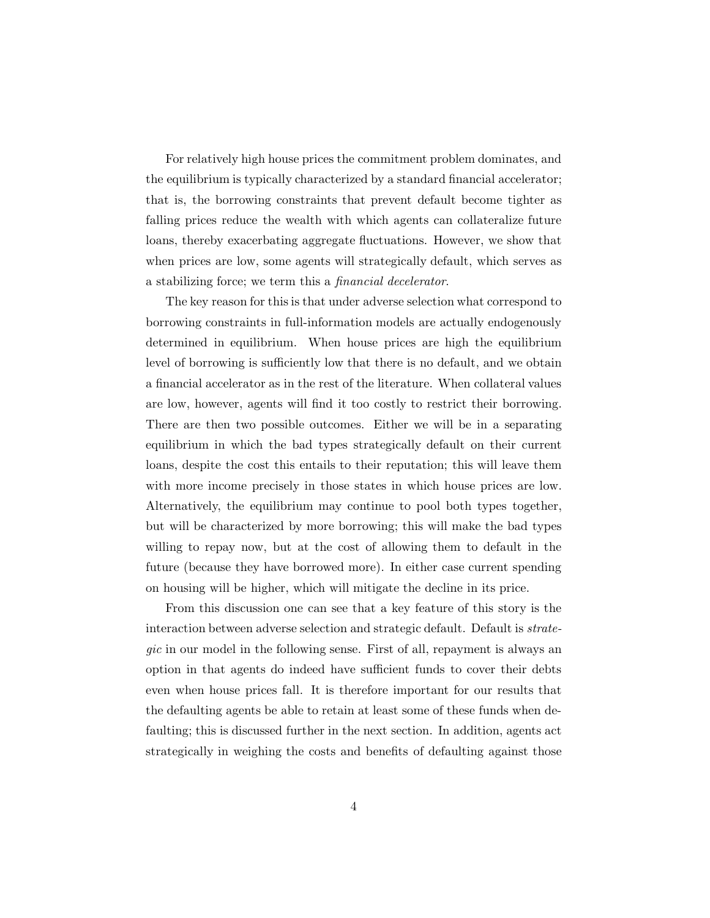For relatively high house prices the commitment problem dominates, and the equilibrium is typically characterized by a standard financial accelerator; that is, the borrowing constraints that prevent default become tighter as falling prices reduce the wealth with which agents can collateralize future loans, thereby exacerbating aggregate fluctuations. However, we show that when prices are low, some agents will strategically default, which serves as a stabilizing force; we term this a *financial decelerator*.

The key reason for this is that under adverse selection what correspond to borrowing constraints in full-information models are actually endogenously determined in equilibrium. When house prices are high the equilibrium level of borrowing is sufficiently low that there is no default, and we obtain a financial accelerator as in the rest of the literature. When collateral values are low, however, agents will find it too costly to restrict their borrowing. There are then two possible outcomes. Either we will be in a separating equilibrium in which the bad types strategically default on their current loans, despite the cost this entails to their reputation; this will leave them with more income precisely in those states in which house prices are low. Alternatively, the equilibrium may continue to pool both types together, but will be characterized by more borrowing; this will make the bad types willing to repay now, but at the cost of allowing them to default in the future (because they have borrowed more). In either case current spending on housing will be higher, which will mitigate the decline in its price.

From this discussion one can see that a key feature of this story is the interaction between adverse selection and strategic default. Default is *strategic* in our model in the following sense. First of all, repayment is always an option in that agents do indeed have sufficient funds to cover their debts even when house prices fall. It is therefore important for our results that the defaulting agents be able to retain at least some of these funds when defaulting; this is discussed further in the next section. In addition, agents act strategically in weighing the costs and benefits of defaulting against those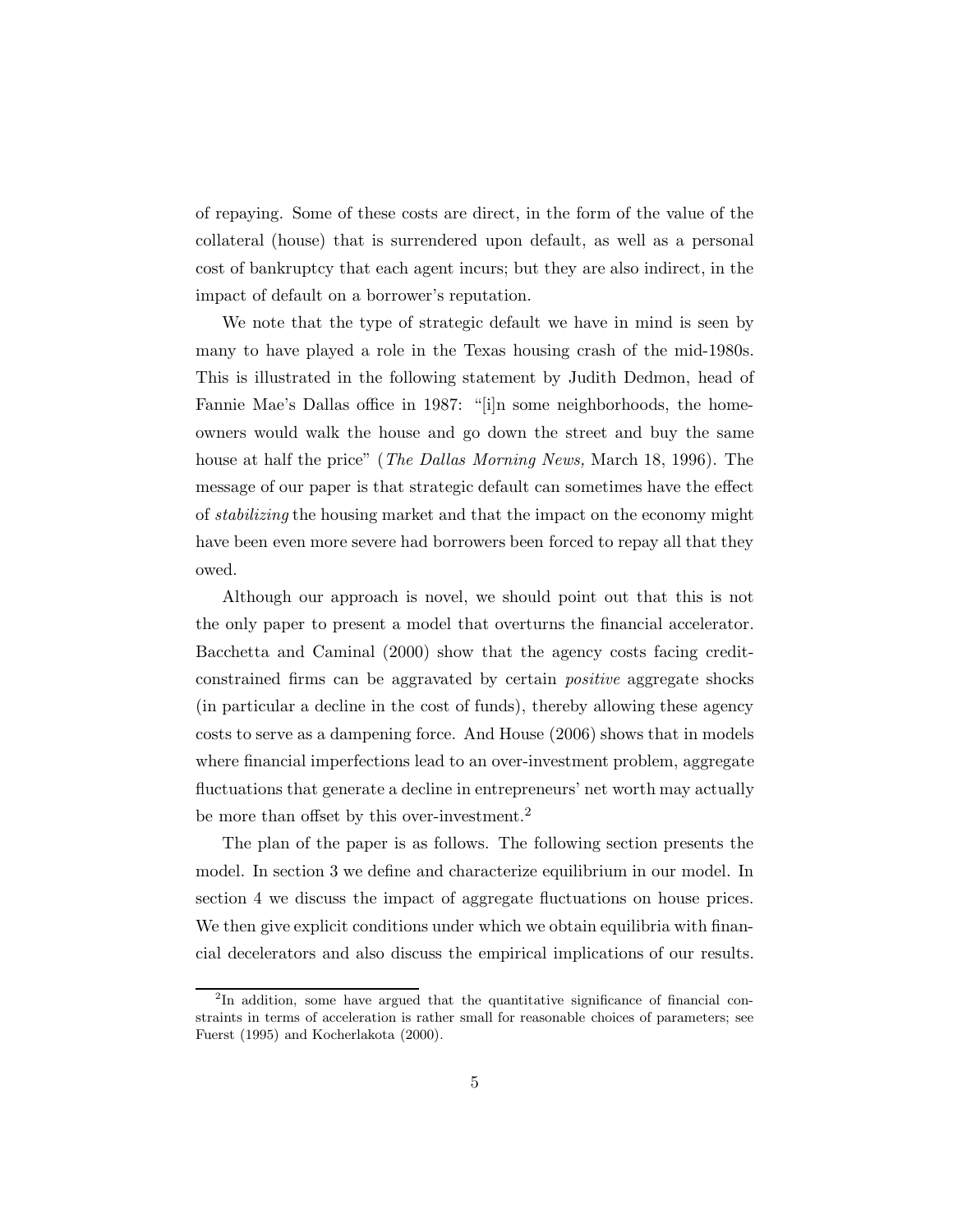of repaying. Some of these costs are direct, in the form of the value of the collateral (house) that is surrendered upon default, as well as a personal cost of bankruptcy that each agent incurs; but they are also indirect, in the impact of default on a borrower's reputation.

We note that the type of strategic default we have in mind is seen by many to have played a role in the Texas housing crash of the mid-1980s. This is illustrated in the following statement by Judith Dedmon, head of Fannie Mae's Dallas office in 1987: "[i]n some neighborhoods, the homeowners would walk the house and go down the street and buy the same house at half the price" (*The Dallas Morning News,* March 18, 1996). The message of our paper is that strategic default can sometimes have the effect of *stabilizing* the housing market and that the impact on the economy might have been even more severe had borrowers been forced to repay all that they owed.

Although our approach is novel, we should point out that this is not the only paper to present a model that overturns the financial accelerator. Bacchetta and Caminal (2000) show that the agency costs facing credit-constrained firms can be aggravated by certain *positive* aggregate shocks (in particular a decline in the cost of funds), thereby allowing these agency costs to serve as a dampening force. And House (2006) shows that in models where financial imperfections lead to an over-investment problem, aggregate fluctuations that generate a decline in entrepreneurs' net worth may actually be more than offset by this over-investment.[2]

The plan of the paper is as follows. The following section presents the model. In section 3 we define and characterize equilibrium in our model. In section 4 we discuss the impact of aggregate fluctuations on house prices. We then give explicit conditions under which we obtain equilibria with financial decelerators and also discuss the empirical implications of our results.

[2] In addition, some have argued that the quantitative significance of financial constraints in terms of acceleration is rather small for reasonable choices of parameters; see Fuerst (1995) and Kocherlakota (2000).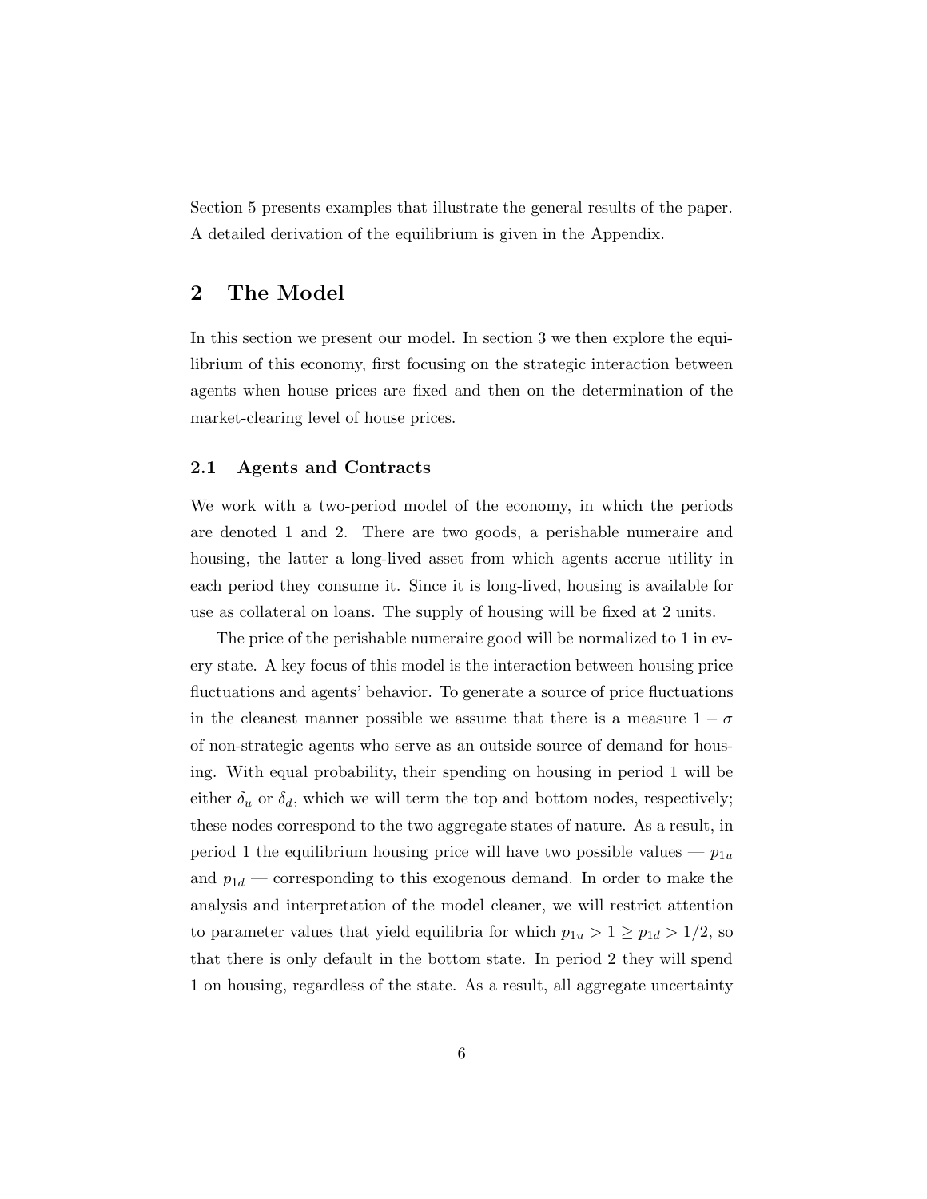Section 5 presents examples that illustrate the general results of the paper. A detailed derivation of the equilibrium is given in the Appendix.

## 2 The Model

In this section we present our model. In section 3 we then explore the equilibrium of this economy, first focusing on the strategic interaction between agents when house prices are fixed and then on the determination of the market-clearing level of house prices.

### 2.1 Agents and Contracts

We work with a two-period model of the economy, in which the periods are denoted 1 and 2. There are two goods, a perishable numeraire and housing, the latter a long-lived asset from which agents accrue utility in each period they consume it. Since it is long-lived, housing is available for use as collateral on loans. The supply of housing will be fixed at 2 units.

The price of the perishable numeraire good will be normalized to 1 in every state. A key focus of this model is the interaction between housing price fluctuations and agents' behavior. To generate a source of price fluctuations in the cleanest manner possible we assume that there is a measure $1 - \sigma$ of non-strategic agents who serve as an outside source of demand for housing. With equal probability, their spending on housing in period 1 will be either $\delta_u$ or $\delta_d$, which we will term the top and bottom nodes, respectively; these nodes correspond to the two aggregate states of nature. As a result, in period 1 the equilibrium housing price will have two possible values — $p_{1u}$ and $p_{1d}$ — corresponding to this exogenous demand. In order to make the analysis and interpretation of the model cleaner, we will restrict attention to parameter values that yield equilibria for which $p_{1u} > 1 \geq p_{1d} > 1/2$, so that there is only default in the bottom state. In period 2 they will spend 1 on housing, regardless of the state. As a result, all aggregate uncertainty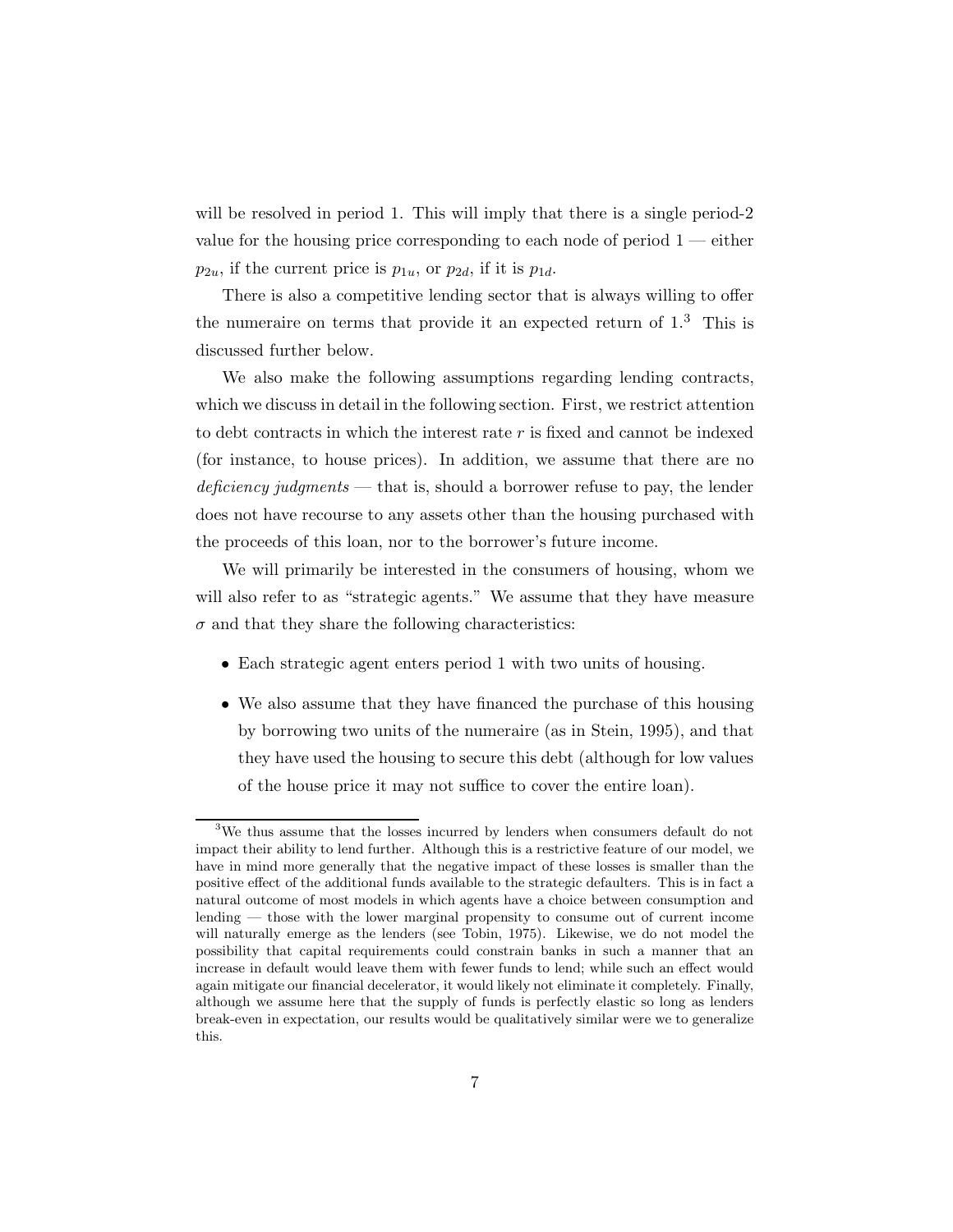will be resolved in period 1. This will imply that there is a single period-2 value for the housing price corresponding to each node of period 1 — either $p_{2u}$, if the current price is $p_{1u}$, or $p_{2d}$, if it is $p_{1d}$.

There is also a competitive lending sector that is always willing to offer the numeraire on terms that provide it an expected return of 1.[3] This is discussed further below.

We also make the following assumptions regarding lending contracts, which we discuss in detail in the following section. First, we restrict attention to debt contracts in which the interest rate $r$ is fixed and cannot be indexed (for instance, to house prices). In addition, we assume that there are no *deficiency judgments* — that is, should a borrower refuse to pay, the lender does not have recourse to any assets other than the housing purchased with the proceeds of this loan, nor to the borrower's future income.

We will primarily be interested in the consumers of housing, whom we will also refer to as "strategic agents." We assume that they have measure $\sigma$ and that they share the following characteristics:

- Each strategic agent enters period 1 with two units of housing.
- We also assume that they have financed the purchase of this housing by borrowing two units of the numeraire (as in Stein, 1995), and that they have used the housing to secure this debt (although for low values of the house price it may not suffice to cover the entire loan).

[3]We thus assume that the losses incurred by lenders when consumers default do not impact their ability to lend further. Although this is a restrictive feature of our model, we have in mind more generally that the negative impact of these losses is smaller than the positive effect of the additional funds available to the strategic defaulters. This is in fact a natural outcome of most models in which agents have a choice between consumption and lending — those with the lower marginal propensity to consume out of current income will naturally emerge as the lenders (see Tobin, 1975). Likewise, we do not model the possibility that capital requirements could constrain banks in such a manner that an increase in default would leave them with fewer funds to lend; while such an effect would again mitigate our financial decelerator, it would likely not eliminate it completely. Finally, although we assume here that the supply of funds is perfectly elastic so long as lenders break-even in expectation, our results would be qualitatively similar were we to generalize this.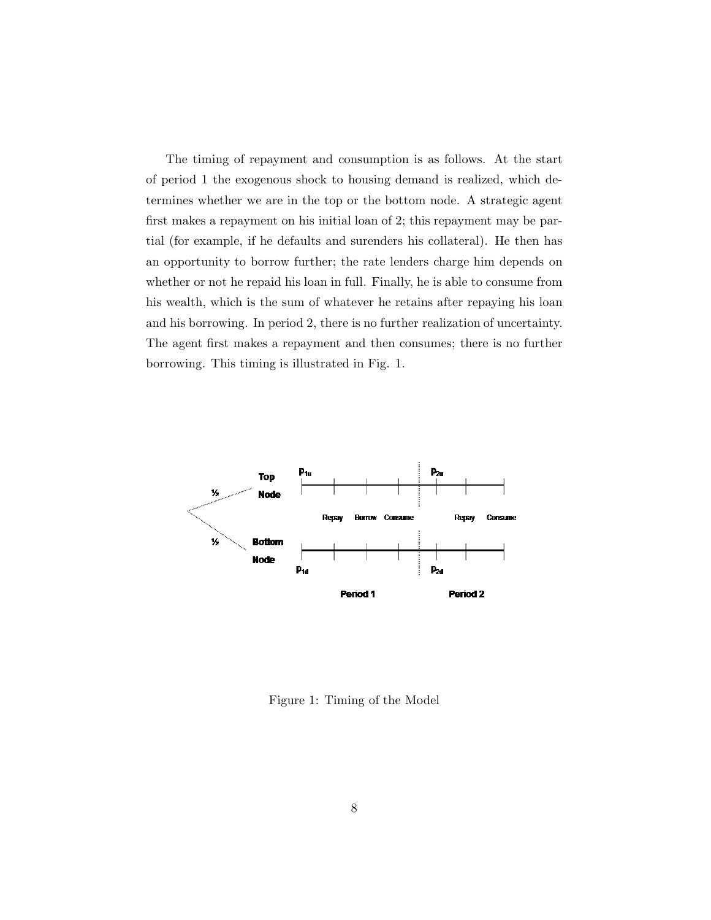The timing of repayment and consumption is as follows. At the start of period 1 the exogenous shock to housing demand is realized, which determines whether we are in the top or the bottom node. A strategic agent first makes a repayment on his initial loan of 2; this repayment may be partial (for example, if he defaults and surenders his collateral). He then has an opportunity to borrow further; the rate lenders charge him depends on whether or not he repaid his loan in full. Finally, he is able to consume from his wealth, which is the sum of whatever he retains after repaying his loan and his borrowing. In period 2, there is no further realization of uncertainty. The agent first makes a repayment and then consumes; there is no further borrowing. This timing is illustrated in Fig. 1.

Figure 1: Timing of the Model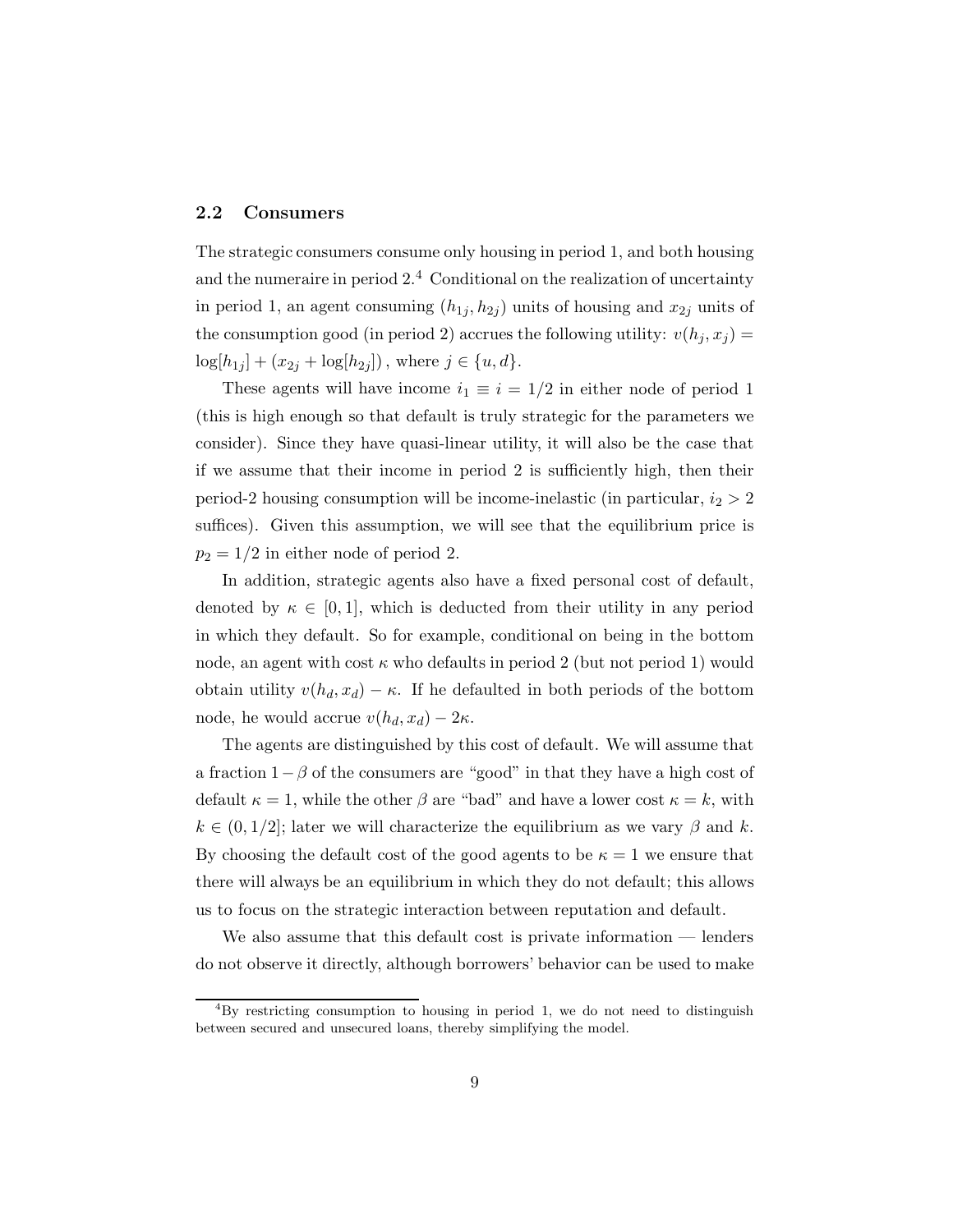### 2.2 Consumers

The strategic consumers consume only housing in period 1, and both housing and the numeraire in period 2.[4] Conditional on the realization of uncertainty in period 1, an agent consuming $(h_{1j}, h_{2j})$ units of housing and $x_{2j}$ units of the consumption good (in period 2) accrues the following utility: $v(h_j, x_j) = \log[h_{1j}] + (x_{2j} + \log[h_{2j}])$, where $j \in \{u, d\}$.

These agents will have income $i_1 \equiv i = 1/2$ in either node of period 1 (this is high enough so that default is truly strategic for the parameters we consider). Since they have quasi-linear utility, it will also be the case that if we assume that their income in period 2 is sufficiently high, then their period-2 housing consumption will be income-inelastic (in particular, $i_2 > 2$ suffices). Given this assumption, we will see that the equilibrium price is $p_2 = 1/2$ in either node of period 2.

In addition, strategic agents also have a fixed personal cost of default, denoted by $\kappa \in [0, 1]$, which is deducted from their utility in any period in which they default. So for example, conditional on being in the bottom node, an agent with cost $\kappa$ who defaults in period 2 (but not period 1) would obtain utility $v(h_d, x_d) - \kappa$. If he defaulted in both periods of the bottom node, he would accrue $v(h_d, x_d) - 2\kappa$.

The agents are distinguished by this cost of default. We will assume that a fraction $1 - \beta$ of the consumers are "good" in that they have a high cost of default $\kappa = 1$, while the other $\beta$ are "bad" and have a lower cost $\kappa = k$, with $k \in (0, 1/2]$; later we will characterize the equilibrium as we vary $\beta$ and $k$. By choosing the default cost of the good agents to be $\kappa = 1$ we ensure that there will always be an equilibrium in which they do not default; this allows us to focus on the strategic interaction between reputation and default.

We also assume that this default cost is private information — lenders do not observe it directly, although borrowers' behavior can be used to make

[4] By restricting consumption to housing in period 1, we do not need to distinguish between secured and unsecured loans, thereby simplifying the model.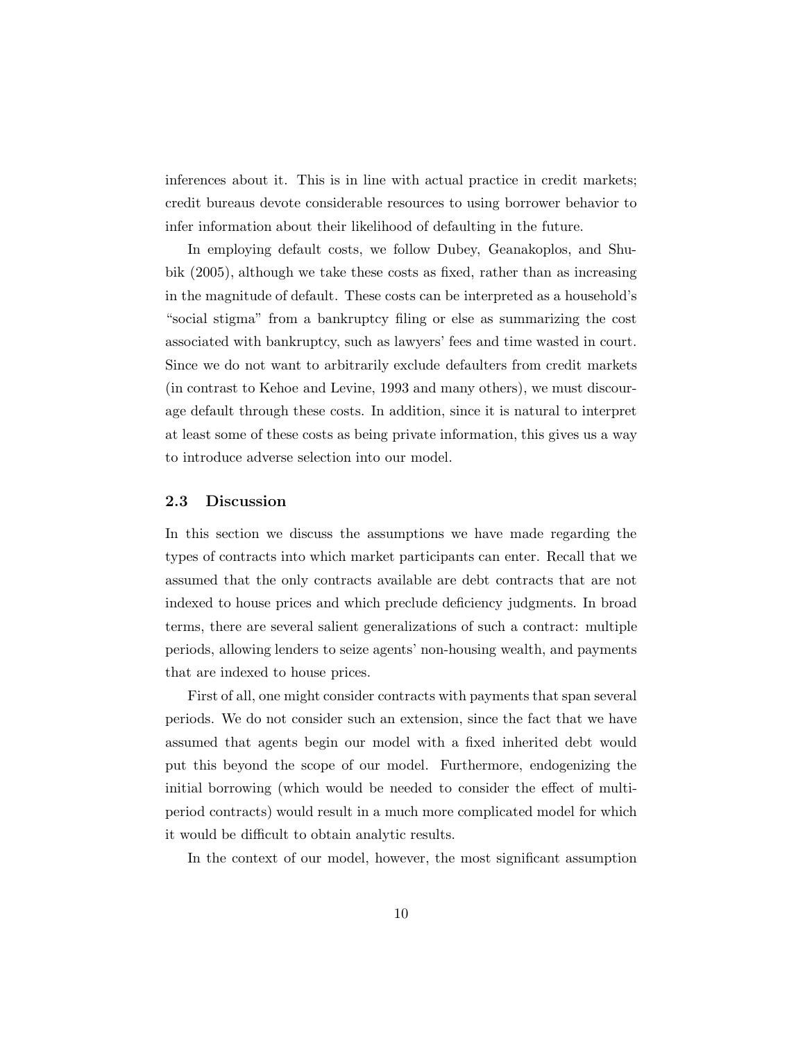inferences about it. This is in line with actual practice in credit markets; credit bureaus devote considerable resources to using borrower behavior to infer information about their likelihood of defaulting in the future.

In employing default costs, we follow Dubey, Geanakoplos, and Shubik (2005), although we take these costs as fixed, rather than as increasing in the magnitude of default. These costs can be interpreted as a household's "social stigma" from a bankruptcy filing or else as summarizing the cost associated with bankruptcy, such as lawyers' fees and time wasted in court. Since we do not want to arbitrarily exclude defaulters from credit markets (in contrast to Kehoe and Levine, 1993 and many others), we must discourage default through these costs. In addition, since it is natural to interpret at least some of these costs as being private information, this gives us a way to introduce adverse selection into our model.

### 2.3 Discussion

In this section we discuss the assumptions we have made regarding the types of contracts into which market participants can enter. Recall that we assumed that the only contracts available are debt contracts that are not indexed to house prices and which preclude deficiency judgments. In broad terms, there are several salient generalizations of such a contract: multiple periods, allowing lenders to seize agents' non-housing wealth, and payments that are indexed to house prices.

First of all, one might consider contracts with payments that span several periods. We do not consider such an extension, since the fact that we have assumed that agents begin our model with a fixed inherited debt would put this beyond the scope of our model. Furthermore, endogenizing the initial borrowing (which would be needed to consider the effect of multi-period contracts) would result in a much more complicated model for which it would be difficult to obtain analytic results.

In the context of our model, however, the most significant assumption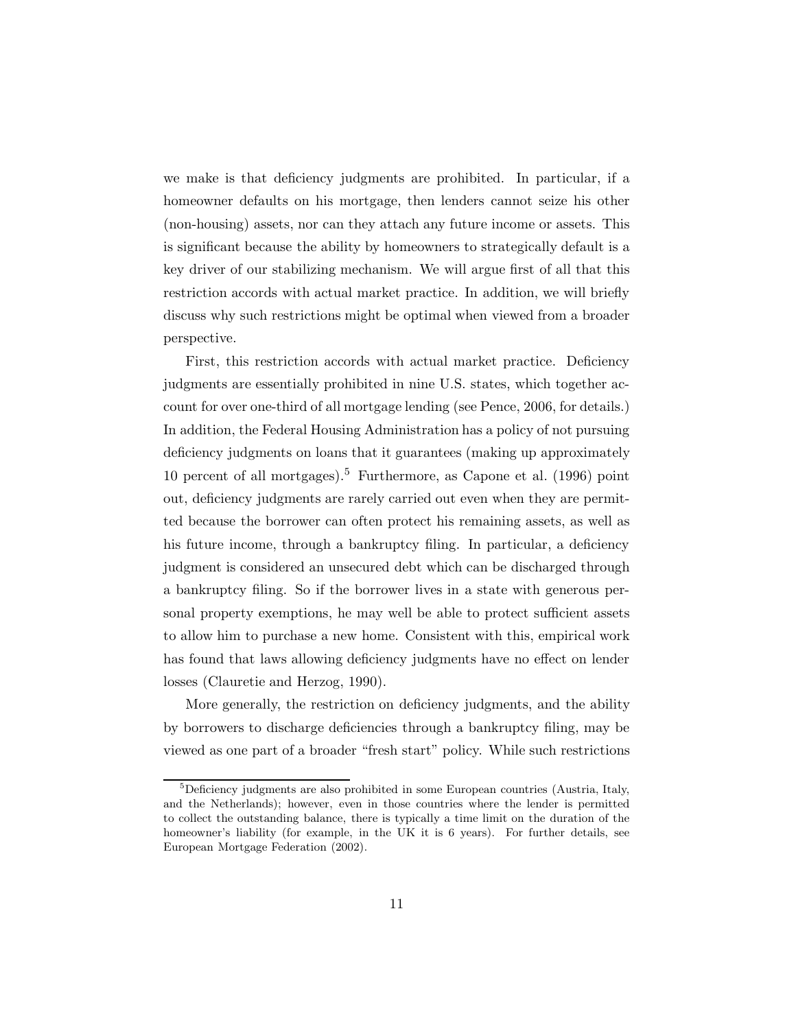we make is that deficiency judgments are prohibited. In particular, if a homeowner defaults on his mortgage, then lenders cannot seize his other (non-housing) assets, nor can they attach any future income or assets. This is significant because the ability by homeowners to strategically default is a key driver of our stabilizing mechanism. We will argue first of all that this restriction accords with actual market practice. In addition, we will briefly discuss why such restrictions might be optimal when viewed from a broader perspective.

First, this restriction accords with actual market practice. Deficiency judgments are essentially prohibited in nine U.S. states, which together account for over one-third of all mortgage lending (see Pence, 2006, for details.) In addition, the Federal Housing Administration has a policy of not pursuing deficiency judgments on loans that it guarantees (making up approximately 10 percent of all mortgages).[5] Furthermore, as Capone et al. (1996) point out, deficiency judgments are rarely carried out even when they are permitted because the borrower can often protect his remaining assets, as well as his future income, through a bankruptcy filing. In particular, a deficiency judgment is considered an unsecured debt which can be discharged through a bankruptcy filing. So if the borrower lives in a state with generous personal property exemptions, he may well be able to protect sufficient assets to allow him to purchase a new home. Consistent with this, empirical work has found that laws allowing deficiency judgments have no effect on lender losses (Clauretie and Herzog, 1990).

More generally, the restriction on deficiency judgments, and the ability by borrowers to discharge deficiencies through a bankruptcy filing, may be viewed as one part of a broader "fresh start" policy. While such restrictions

[5]Deficiency judgments are also prohibited in some European countries (Austria, Italy, and the Netherlands); however, even in those countries where the lender is permitted to collect the outstanding balance, there is typically a time limit on the duration of the homeowner's liability (for example, in the UK it is 6 years). For further details, see European Mortgage Federation (2002).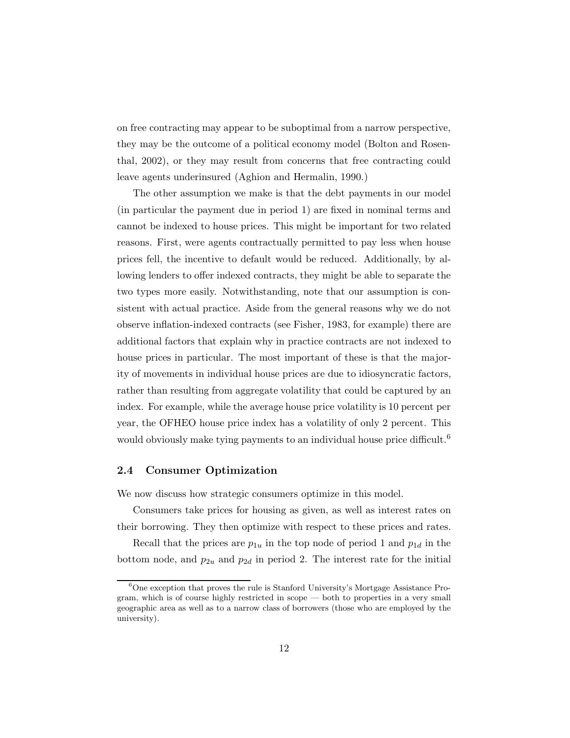on free contracting may appear to be suboptimal from a narrow perspective, they may be the outcome of a political economy model (Bolton and Rosenthal, 2002), or they may result from concerns that free contracting could leave agents underinsured (Aghion and Hermalin, 1990.)

The other assumption we make is that the debt payments in our model (in particular the payment due in period 1) are fixed in nominal terms and cannot be indexed to house prices. This might be important for two related reasons. First, were agents contractually permitted to pay less when house prices fell, the incentive to default would be reduced. Additionally, by allowing lenders to offer indexed contracts, they might be able to separate the two types more easily. Notwithstanding, note that our assumption is consistent with actual practice. Aside from the general reasons why we do not observe inflation-indexed contracts (see Fisher, 1983, for example) there are additional factors that explain why in practice contracts are not indexed to house prices in particular. The most important of these is that the majority of movements in individual house prices are due to idiosyncratic factors, rather than resulting from aggregate volatility that could be captured by an index. For example, while the average house price volatility is 10 percent per year, the OFHEO house price index has a volatility of only 2 percent. This would obviously make tying payments to an individual house price difficult.[6]

### 2.4 Consumer Optimization

We now discuss how strategic consumers optimize in this model.

Consumers take prices for housing as given, as well as interest rates on their borrowing. They then optimize with respect to these prices and rates.

Recall that the prices are $p_{1u}$ in the top node of period 1 and $p_{1d}$ in the bottom node, and $p_{2u}$ and $p_{2d}$ in period 2. The interest rate for the initial

[6] One exception that proves the rule is Stanford University's Mortgage Assistance Program, which is of course highly restricted in scope — both to properties in a very small geographic area as well as to a narrow class of borrowers (those who are employed by the university).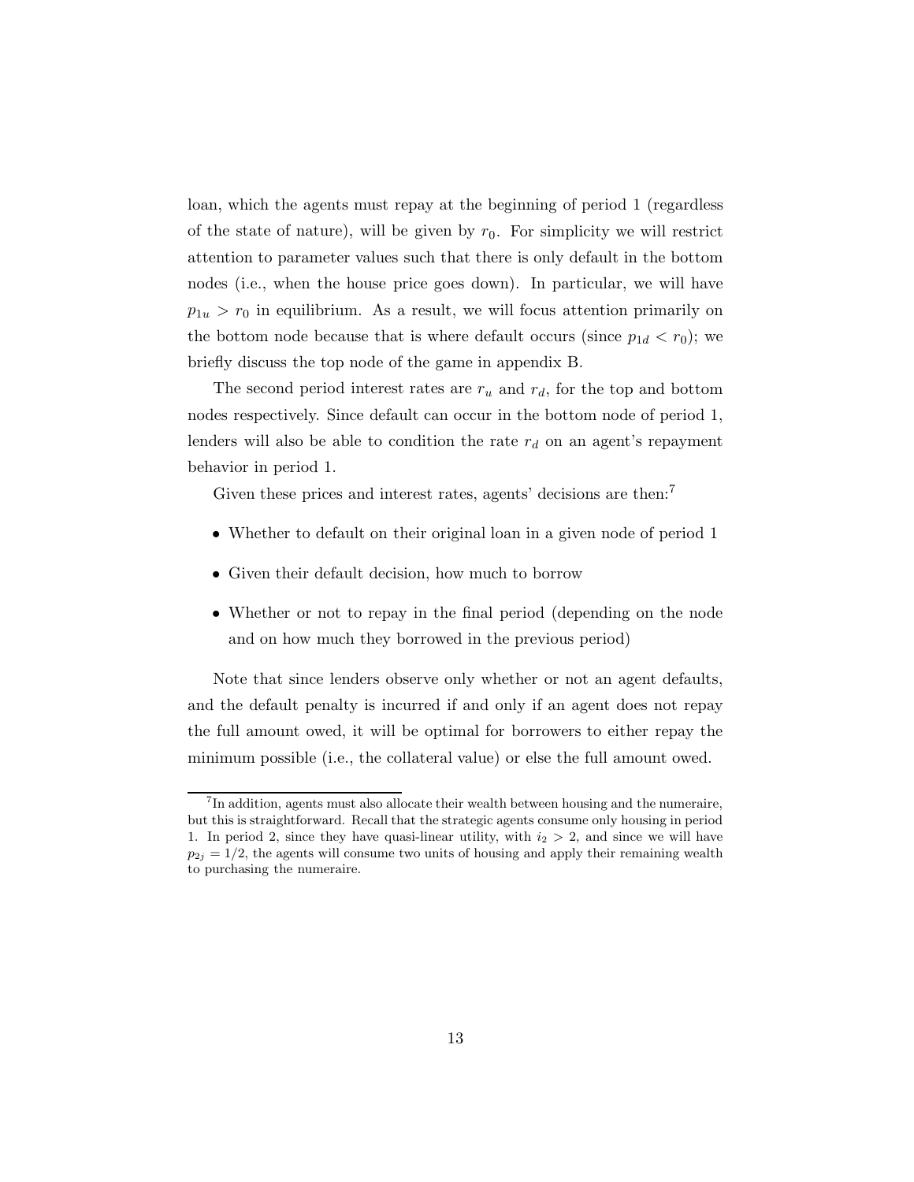loan, which the agents must repay at the beginning of period 1 (regardless of the state of nature), will be given by $r_0$. For simplicity we will restrict attention to parameter values such that there is only default in the bottom nodes (i.e., when the house price goes down). In particular, we will have $p_{1u} > r_0$ in equilibrium. As a result, we will focus attention primarily on the bottom node because that is where default occurs (since $p_{1d} < r_0$); we briefly discuss the top node of the game in appendix B.

The second period interest rates are $r_u$ and $r_d$, for the top and bottom nodes respectively. Since default can occur in the bottom node of period 1, lenders will also be able to condition the rate $r_d$ on an agent's repayment behavior in period 1.

Given these prices and interest rates, agents' decisions are then:[7]

- Whether to default on their original loan in a given node of period 1
- Given their default decision, how much to borrow
- Whether or not to repay in the final period (depending on the node and on how much they borrowed in the previous period)

Note that since lenders observe only whether or not an agent defaults, and the default penalty is incurred if and only if an agent does not repay the full amount owed, it will be optimal for borrowers to either repay the minimum possible (i.e., the collateral value) or else the full amount owed.

---

[7] In addition, agents must also allocate their wealth between housing and the numeraire, but this is straightforward. Recall that the strategic agents consume only housing in period 1. In period 2, since they have quasi-linear utility, with $i_2 > 2$, and since we will have $p_{2j} = 1/2$, the agents will consume two units of housing and apply their remaining wealth to purchasing the numeraire.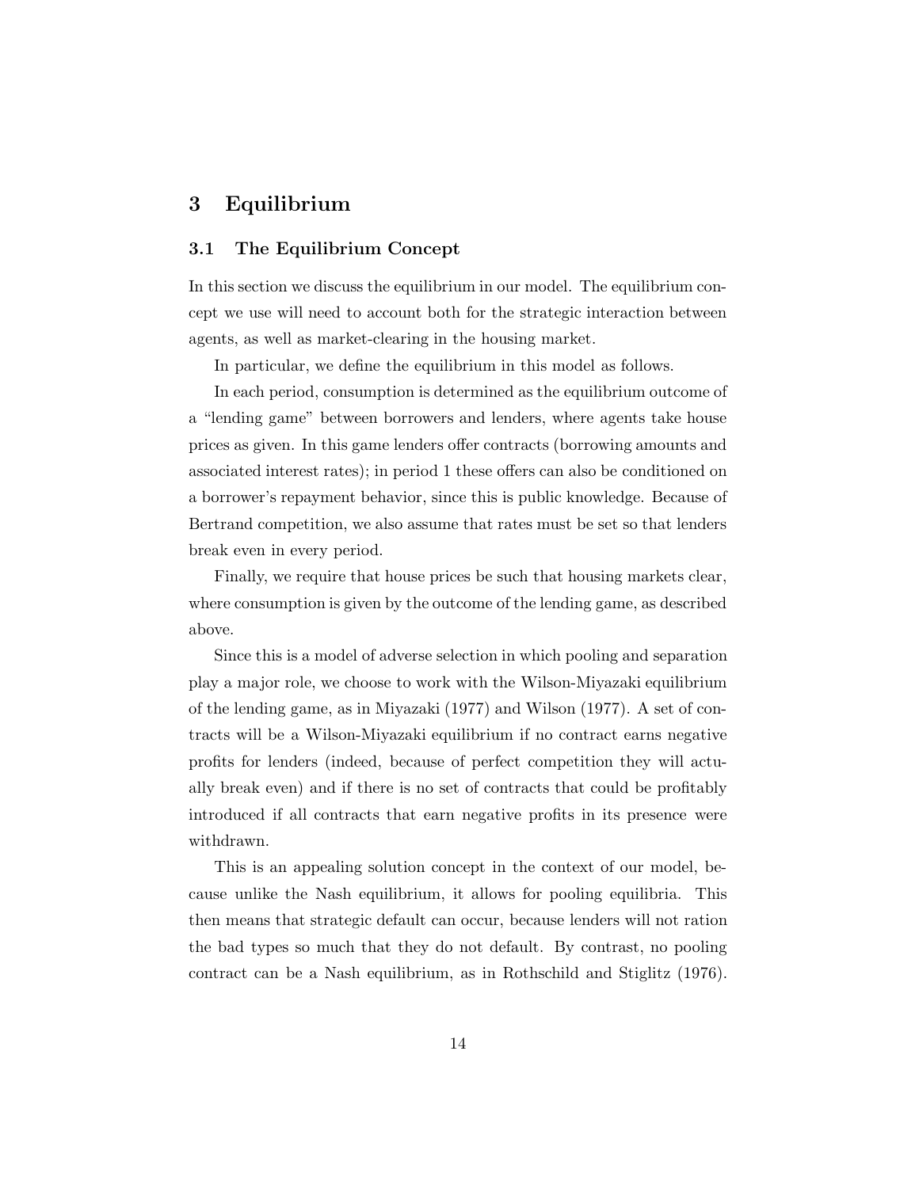## 3 Equilibrium

### 3.1 The Equilibrium Concept

In this section we discuss the equilibrium in our model. The equilibrium concept we use will need to account both for the strategic interaction between agents, as well as market-clearing in the housing market.

In particular, we define the equilibrium in this model as follows.

In each period, consumption is determined as the equilibrium outcome of a "lending game" between borrowers and lenders, where agents take house prices as given. In this game lenders offer contracts (borrowing amounts and associated interest rates); in period 1 these offers can also be conditioned on a borrower's repayment behavior, since this is public knowledge. Because of Bertrand competition, we also assume that rates must be set so that lenders break even in every period.

Finally, we require that house prices be such that housing markets clear, where consumption is given by the outcome of the lending game, as described above.

Since this is a model of adverse selection in which pooling and separation play a major role, we choose to work with the Wilson-Miyazaki equilibrium of the lending game, as in Miyazaki (1977) and Wilson (1977). A set of contracts will be a Wilson-Miyazaki equilibrium if no contract earns negative profits for lenders (indeed, because of perfect competition they will actually break even) and if there is no set of contracts that could be profitably introduced if all contracts that earn negative profits in its presence were withdrawn.

This is an appealing solution concept in the context of our model, because unlike the Nash equilibrium, it allows for pooling equilibria. This then means that strategic default can occur, because lenders will not ration the bad types so much that they do not default. By contrast, no pooling contract can be a Nash equilibrium, as in Rothschild and Stiglitz (1976).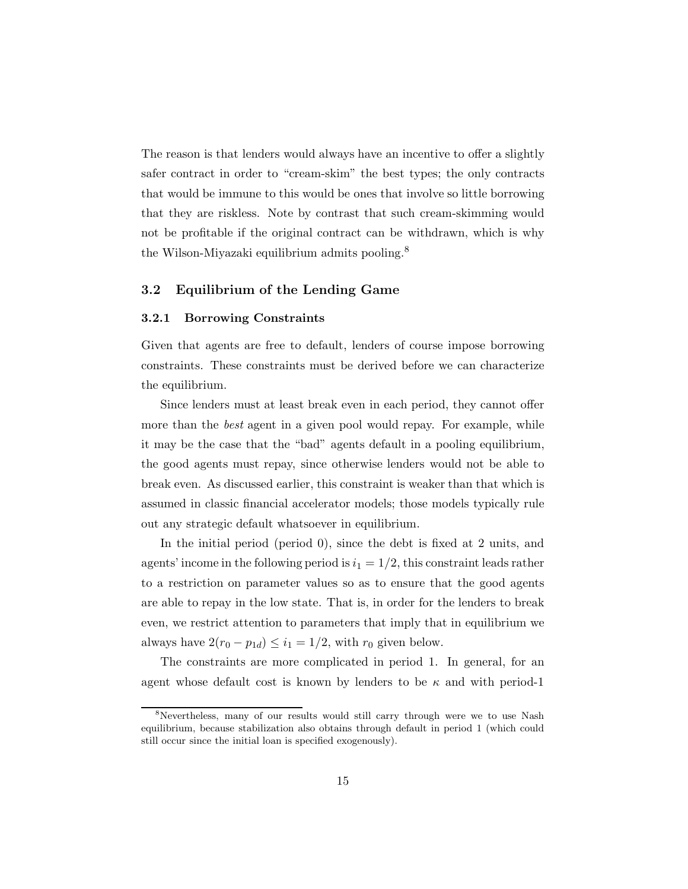The reason is that lenders would always have an incentive to offer a slightly safer contract in order to "cream-skim" the best types; the only contracts that would be immune to this would be ones that involve so little borrowing that they are riskless. Note by contrast that such cream-skimming would not be profitable if the original contract can be withdrawn, which is why the Wilson-Miyazaki equilibrium admits pooling.[8]

## 3.2 Equilibrium of the Lending Game

### 3.2.1 Borrowing Constraints

Given that agents are free to default, lenders of course impose borrowing constraints. These constraints must be derived before we can characterize the equilibrium.

Since lenders must at least break even in each period, they cannot offer more than the *best* agent in a given pool would repay. For example, while it may be the case that the "bad" agents default in a pooling equilibrium, the good agents must repay, since otherwise lenders would not be able to break even. As discussed earlier, this constraint is weaker than that which is assumed in classic financial accelerator models; those models typically rule out any strategic default whatsoever in equilibrium.

In the initial period (period 0), since the debt is fixed at 2 units, and agents' income in the following period is $i_1 = 1/2$, this constraint leads rather to a restriction on parameter values so as to ensure that the good agents are able to repay in the low state. That is, in order for the lenders to break even, we restrict attention to parameters that imply that in equilibrium we always have $2(r_0 - p_{1d}) \leq i_1 = 1/2$, with $r_0$ given below.

The constraints are more complicated in period 1. In general, for an agent whose default cost is known by lenders to be $\kappa$ and with period-1

[8] Nevertheless, many of our results would still carry through were we to use Nash equilibrium, because stabilization also obtains through default in period 1 (which could still occur since the initial loan is specified exogenously).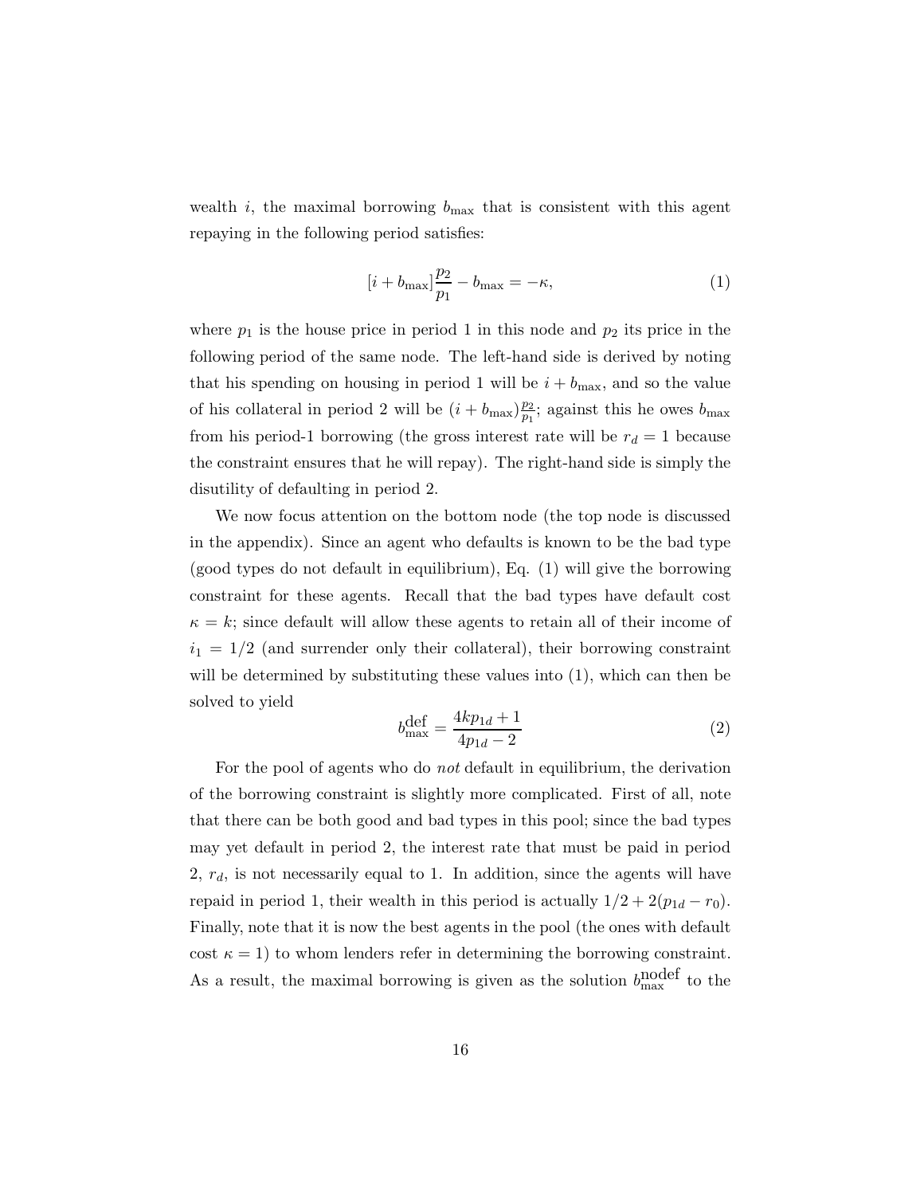wealth $i$, the maximal borrowing $b_{\max}$ that is consistent with this agent repaying in the following period satisfies:

$$[i + b_{\max}]\frac{p_2}{p_1} - b_{\max} = -\kappa, \tag{1}$$

where $p_1$ is the house price in period 1 in this node and $p_2$ its price in the following period of the same node. The left-hand side is derived by noting that his spending on housing in period 1 will be $i + b_{\max}$, and so the value of his collateral in period 2 will be $(i + b_{\max})\frac{p_2}{p_1}$; against this he owes $b_{\max}$ from his period-1 borrowing (the gross interest rate will be $r_d = 1$ because the constraint ensures that he will repay). The right-hand side is simply the disutility of defaulting in period 2.

We now focus attention on the bottom node (the top node is discussed in the appendix). Since an agent who defaults is known to be the bad type (good types do not default in equilibrium), Eq. (1) will give the borrowing constraint for these agents. Recall that the bad types have default cost $\kappa = k$; since default will allow these agents to retain all of their income of $i_1 = 1/2$ (and surrender only their collateral), their borrowing constraint will be determined by substituting these values into (1), which can then be solved to yield

$$b_{\max}^{\text{def}} = \frac{4kp_{1d} + 1}{4p_{1d} - 2} \tag{2}$$

For the pool of agents who do *not* default in equilibrium, the derivation of the borrowing constraint is slightly more complicated. First of all, note that there can be both good and bad types in this pool; since the bad types may yet default in period 2, the interest rate that must be paid in period 2, $r_d$, is not necessarily equal to 1. In addition, since the agents will have repaid in period 1, their wealth in this period is actually $1/2 + 2(p_{1d} - r_0)$. Finally, note that it is now the best agents in the pool (the ones with default cost $\kappa = 1$) to whom lenders refer in determining the borrowing constraint. As a result, the maximal borrowing is given as the solution $b_{\max}^{\text{nodef}}$ to the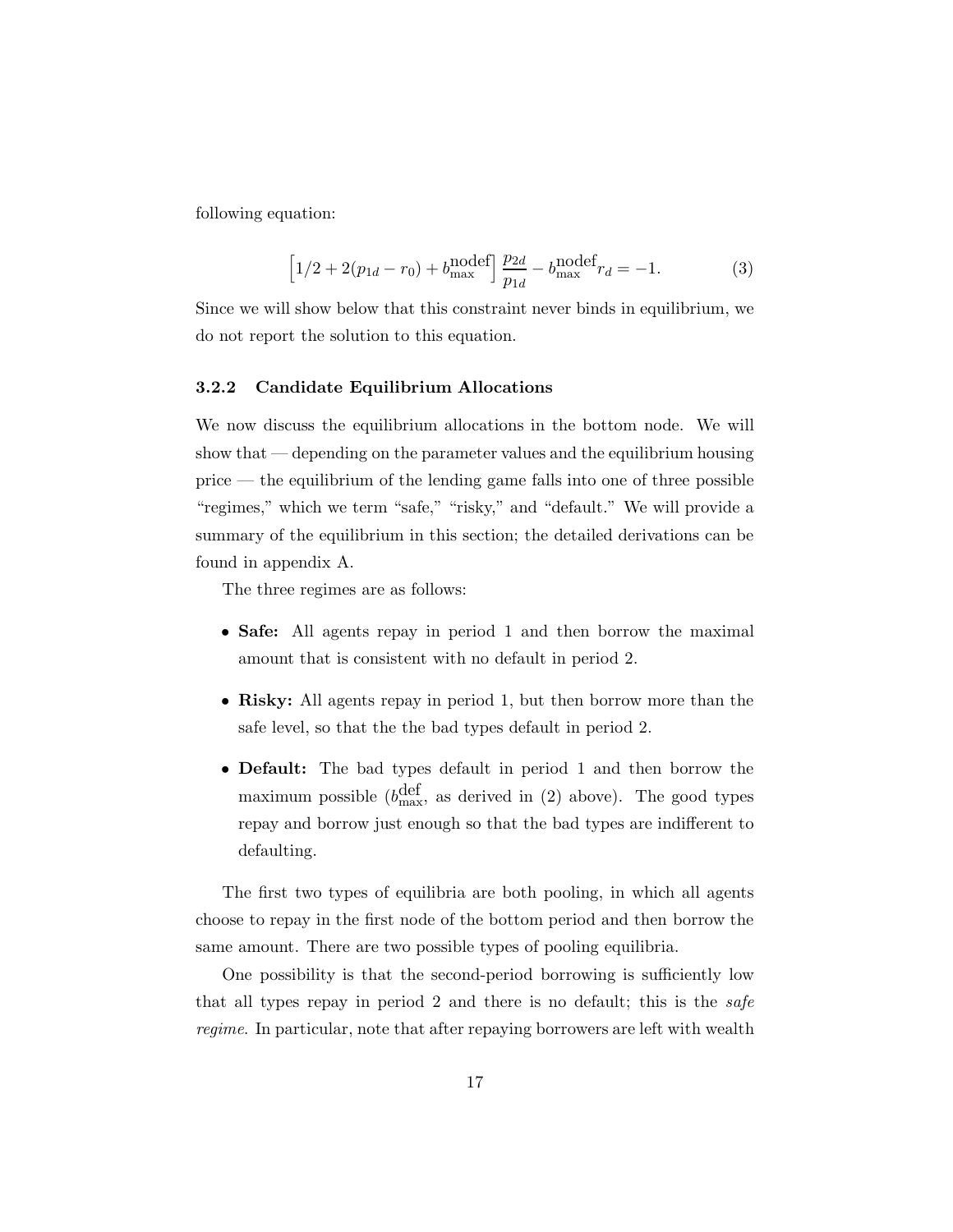following equation:

$$\left[1/2 + 2(p_{1d} - r_0) + b_{\max}^{\text{nodef}}\right] \frac{p_{2d}}{p_{1d}} - b_{\max}^{\text{nodef}} r_d = -1. \tag{3}$$

Since we will show below that this constraint never binds in equilibrium, we do not report the solution to this equation.

### 3.2.2 Candidate Equilibrium Allocations

We now discuss the equilibrium allocations in the bottom node. We will show that — depending on the parameter values and the equilibrium housing price — the equilibrium of the lending game falls into one of three possible "regimes," which we term "safe," "risky," and "default." We will provide a summary of the equilibrium in this section; the detailed derivations can be found in appendix A.

The three regimes are as follows:

- **Safe:** All agents repay in period 1 and then borrow the maximal amount that is consistent with no default in period 2.
- **Risky:** All agents repay in period 1, but then borrow more than the safe level, so that the the bad types default in period 2.
- **Default:** The bad types default in period 1 and then borrow the maximum possible ($b_{\max}^{\text{def}}$, as derived in (2) above). The good types repay and borrow just enough so that the bad types are indifferent to defaulting.

The first two types of equilibria are both pooling, in which all agents choose to repay in the first node of the bottom period and then borrow the same amount. There are two possible types of pooling equilibria.

One possibility is that the second-period borrowing is sufficiently low that all types repay in period 2 and there is no default; this is the *safe regime*. In particular, note that after repaying borrowers are left with wealth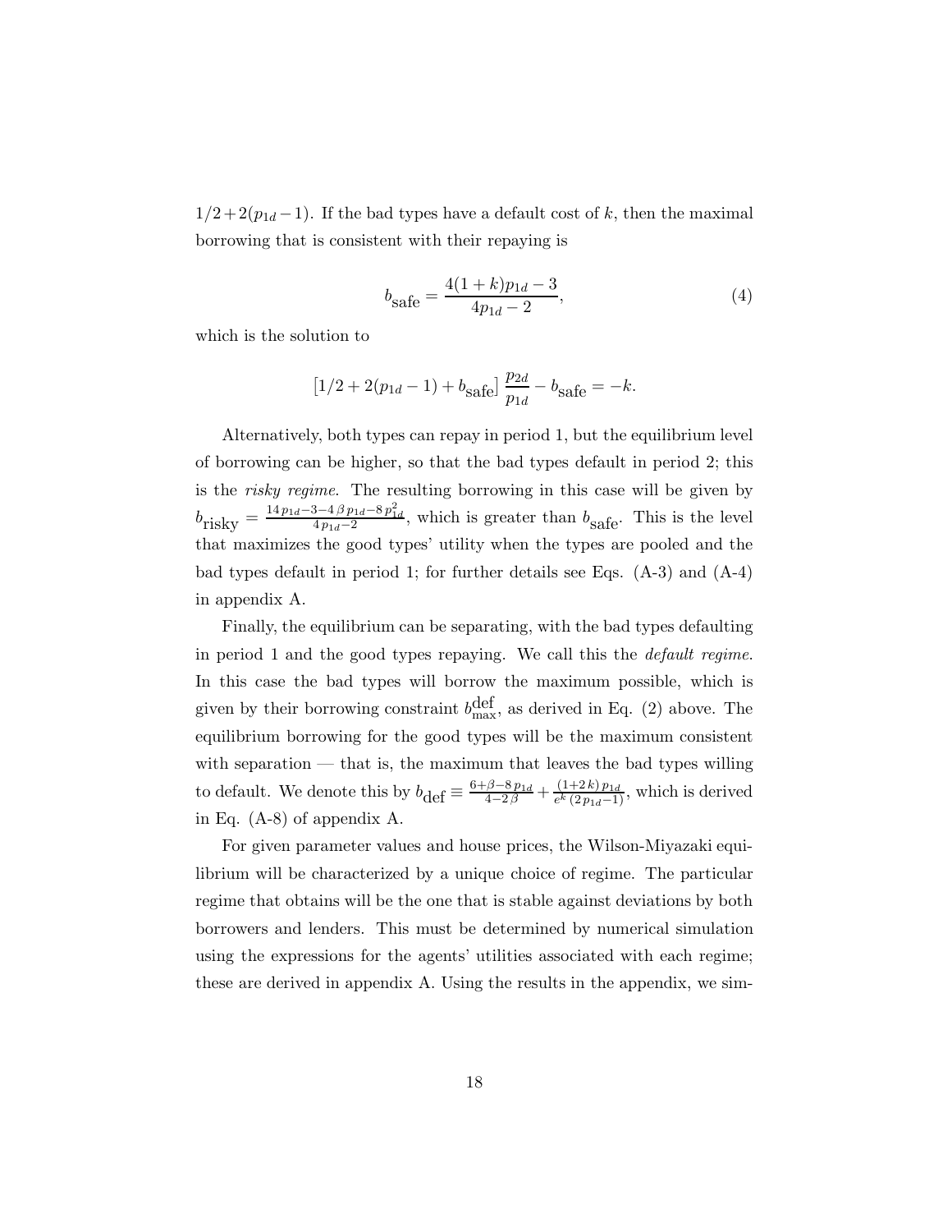$1/2+2(p_{1d}-1)$. If the bad types have a default cost of $k$, then the maximal borrowing that is consistent with their repaying is

$$b_{\text{safe}} = \frac{4(1+k)p_{1d} - 3}{4p_{1d} - 2}, \tag{4}$$

which is the solution to

$$\left[1/2 + 2(p_{1d} - 1) + b_{\text{safe}}\right] \frac{p_{2d}}{p_{1d}} - b_{\text{safe}} = -k.$$

Alternatively, both types can repay in period 1, but the equilibrium level of borrowing can be higher, so that the bad types default in period 2; this is the *risky regime*. The resulting borrowing in this case will be given by $b_{\text{risky}} = \frac{14\,p_{1d}-3-4\,\beta\,p_{1d}-8\,p_{1d}^2}{4\,p_{1d}-2}$, which is greater than $b_{\text{safe}}$. This is the level that maximizes the good types' utility when the types are pooled and the bad types default in period 1; for further details see Eqs. (A-3) and (A-4) in appendix A.

Finally, the equilibrium can be separating, with the bad types defaulting in period 1 and the good types repaying. We call this the *default regime*. In this case the bad types will borrow the maximum possible, which is given by their borrowing constraint $b_{\max}^{\text{def}}$, as derived in Eq. (2) above. The equilibrium borrowing for the good types will be the maximum consistent with separation — that is, the maximum that leaves the bad types willing to default. We denote this by $b_{\text{def}} \equiv \frac{6+\beta-8\,p_{1d}}{4-2\,\beta} + \frac{(1+2\,k)\,p_{1d}}{e^k\,(2\,p_{1d}-1)}$, which is derived in Eq. (A-8) of appendix A.

For given parameter values and house prices, the Wilson-Miyazaki equilibrium will be characterized by a unique choice of regime. The particular regime that obtains will be the one that is stable against deviations by both borrowers and lenders. This must be determined by numerical simulation using the expressions for the agents' utilities associated with each regime; these are derived in appendix A. Using the results in the appendix, we sim-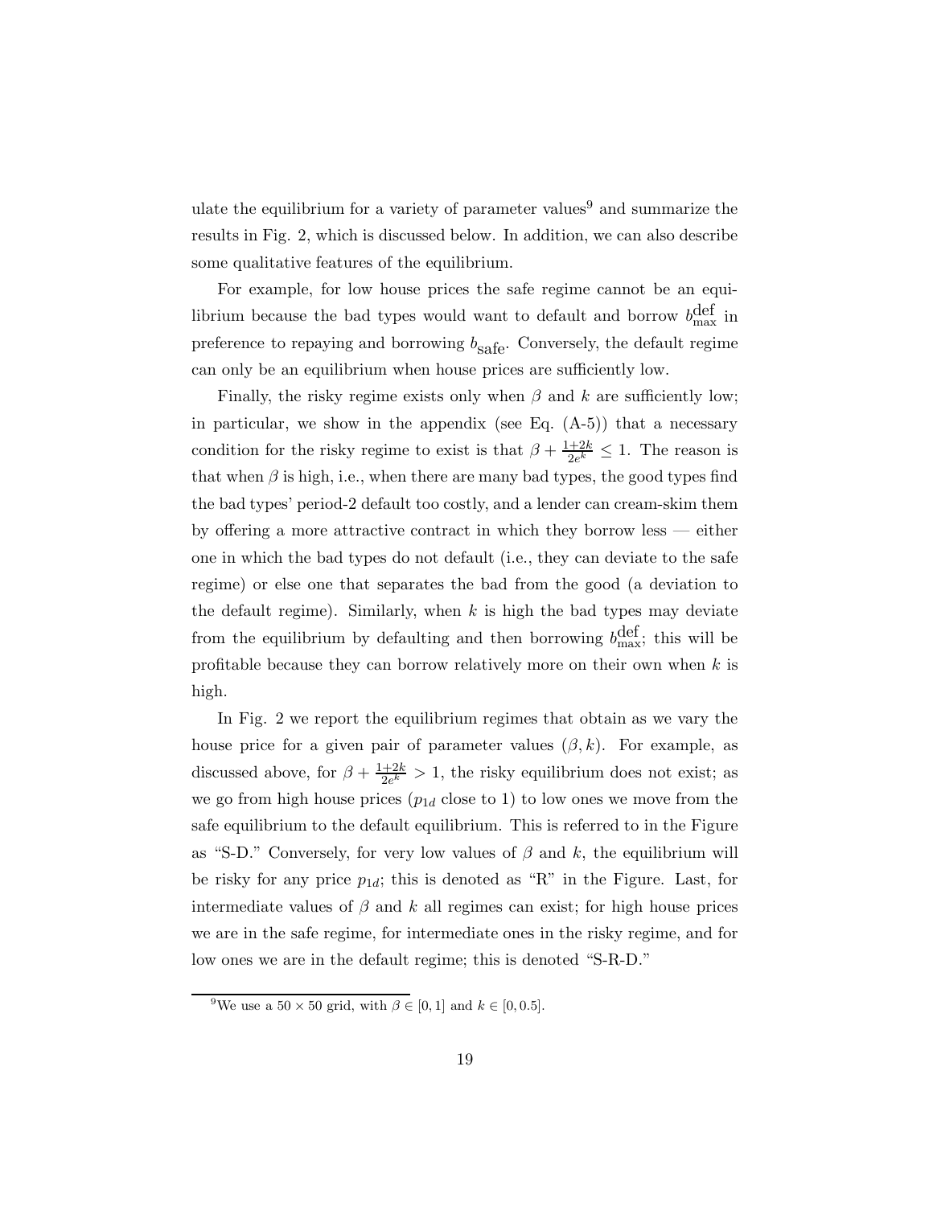ulate the equilibrium for a variety of parameter values[9] and summarize the results in Fig. 2, which is discussed below. In addition, we can also describe some qualitative features of the equilibrium.

For example, for low house prices the safe regime cannot be an equilibrium because the bad types would want to default and borrow $b^{\text{def}}_{\max}$ in preference to repaying and borrowing $b_{\text{safe}}$. Conversely, the default regime can only be an equilibrium when house prices are sufficiently low.

Finally, the risky regime exists only when $\beta$ and $k$ are sufficiently low; in particular, we show in the appendix (see Eq. (A-5)) that a necessary condition for the risky regime to exist is that $\beta + \frac{1+2k}{2e^k} \leq 1$. The reason is that when $\beta$ is high, i.e., when there are many bad types, the good types find the bad types' period-2 default too costly, and a lender can cream-skim them by offering a more attractive contract in which they borrow less — either one in which the bad types do not default (i.e., they can deviate to the safe regime) or else one that separates the bad from the good (a deviation to the default regime). Similarly, when $k$ is high the bad types may deviate from the equilibrium by defaulting and then borrowing $b^{\text{def}}_{\max}$; this will be profitable because they can borrow relatively more on their own when $k$ is high.

In Fig. 2 we report the equilibrium regimes that obtain as we vary the house price for a given pair of parameter values $(\beta, k)$. For example, as discussed above, for $\beta + \frac{1+2k}{2e^k} > 1$, the risky equilibrium does not exist; as we go from high house prices ($p_{1d}$ close to 1) to low ones we move from the safe equilibrium to the default equilibrium. This is referred to in the Figure as "S-D." Conversely, for very low values of $\beta$ and $k$, the equilibrium will be risky for any price $p_{1d}$; this is denoted as "R" in the Figure. Last, for intermediate values of $\beta$ and $k$ all regimes can exist; for high house prices we are in the safe regime, for intermediate ones in the risky regime, and for low ones we are in the default regime; this is denoted "S-R-D."

[9] We use a $50 \times 50$ grid, with $\beta \in [0, 1]$ and $k \in [0, 0.5]$.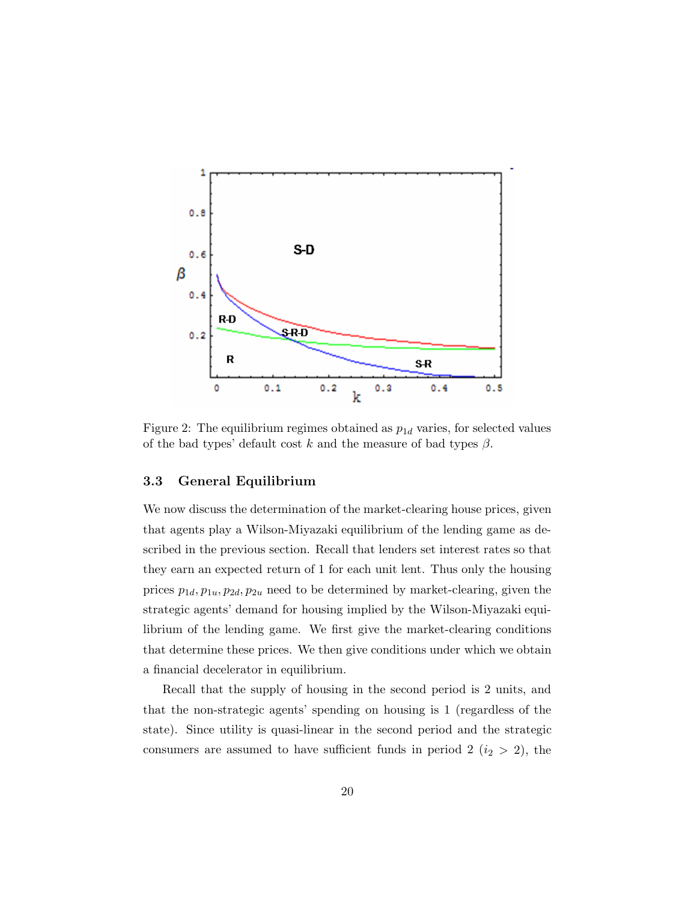Figure 2: The equilibrium regimes obtained as $p_{1d}$ varies, for selected values of the bad types' default cost $k$ and the measure of bad types $\beta$.

### 3.3 General Equilibrium

We now discuss the determination of the market-clearing house prices, given that agents play a Wilson-Miyazaki equilibrium of the lending game as described in the previous section. Recall that lenders set interest rates so that they earn an expected return of 1 for each unit lent. Thus only the housing prices $p_{1d}, p_{1u}, p_{2d}, p_{2u}$ need to be determined by market-clearing, given the strategic agents' demand for housing implied by the Wilson-Miyazaki equilibrium of the lending game. We first give the market-clearing conditions that determine these prices. We then give conditions under which we obtain a financial decelerator in equilibrium.

Recall that the supply of housing in the second period is 2 units, and that the non-strategic agents' spending on housing is 1 (regardless of the state). Since utility is quasi-linear in the second period and the strategic consumers are assumed to have sufficient funds in period 2 ($i_2 > 2$), the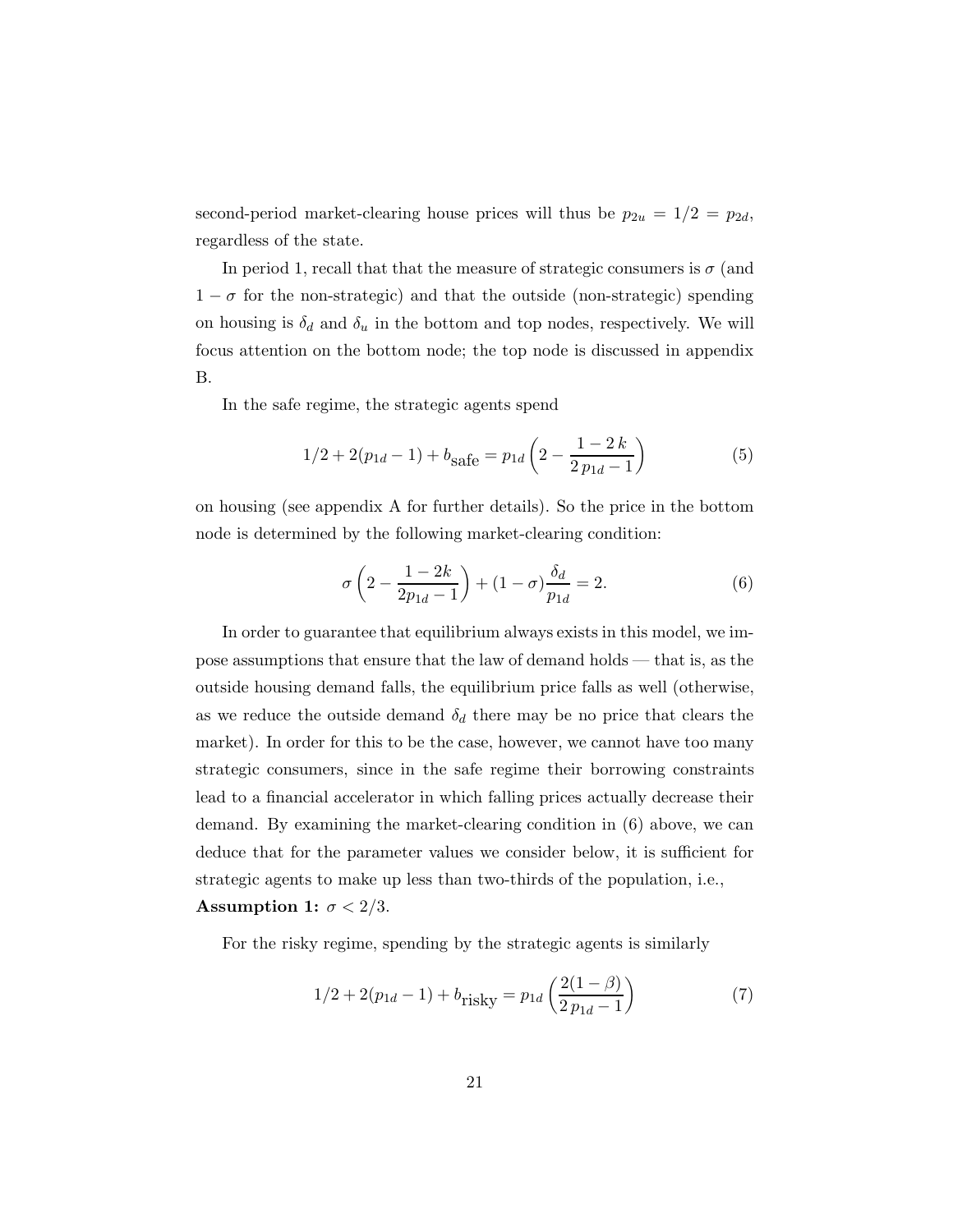second-period market-clearing house prices will thus be $p_{2u} = 1/2 = p_{2d}$, regardless of the state.

In period 1, recall that that the measure of strategic consumers is $\sigma$ (and $1 - \sigma$ for the non-strategic) and that the outside (non-strategic) spending on housing is $\delta_d$ and $\delta_u$ in the bottom and top nodes, respectively. We will focus attention on the bottom node; the top node is discussed in appendix B.

In the safe regime, the strategic agents spend

$$1/2 + 2(p_{1d} - 1) + b_{\text{safe}} = p_{1d} \left( 2 - \frac{1 - 2\,k}{2\,p_{1d} - 1} \right) \tag{5}$$

on housing (see appendix A for further details). So the price in the bottom node is determined by the following market-clearing condition:

$$\sigma \left( 2 - \frac{1 - 2k}{2p_{1d} - 1} \right) + (1 - \sigma) \frac{\delta_d}{p_{1d}} = 2. \tag{6}$$

In order to guarantee that equilibrium always exists in this model, we impose assumptions that ensure that the law of demand holds — that is, as the outside housing demand falls, the equilibrium price falls as well (otherwise, as we reduce the outside demand $\delta_d$ there may be no price that clears the market). In order for this to be the case, however, we cannot have too many strategic consumers, since in the safe regime their borrowing constraints lead to a financial accelerator in which falling prices actually decrease their demand. By examining the market-clearing condition in (6) above, we can deduce that for the parameter values we consider below, it is sufficient for strategic agents to make up less than two-thirds of the population, i.e.,
**Assumption 1:** $\sigma < 2/3$.

For the risky regime, spending by the strategic agents is similarly

$$1/2 + 2(p_{1d} - 1) + b_{\text{risky}} = p_{1d} \left( \frac{2(1 - \beta)}{2\,p_{1d} - 1} \right) \tag{7}$$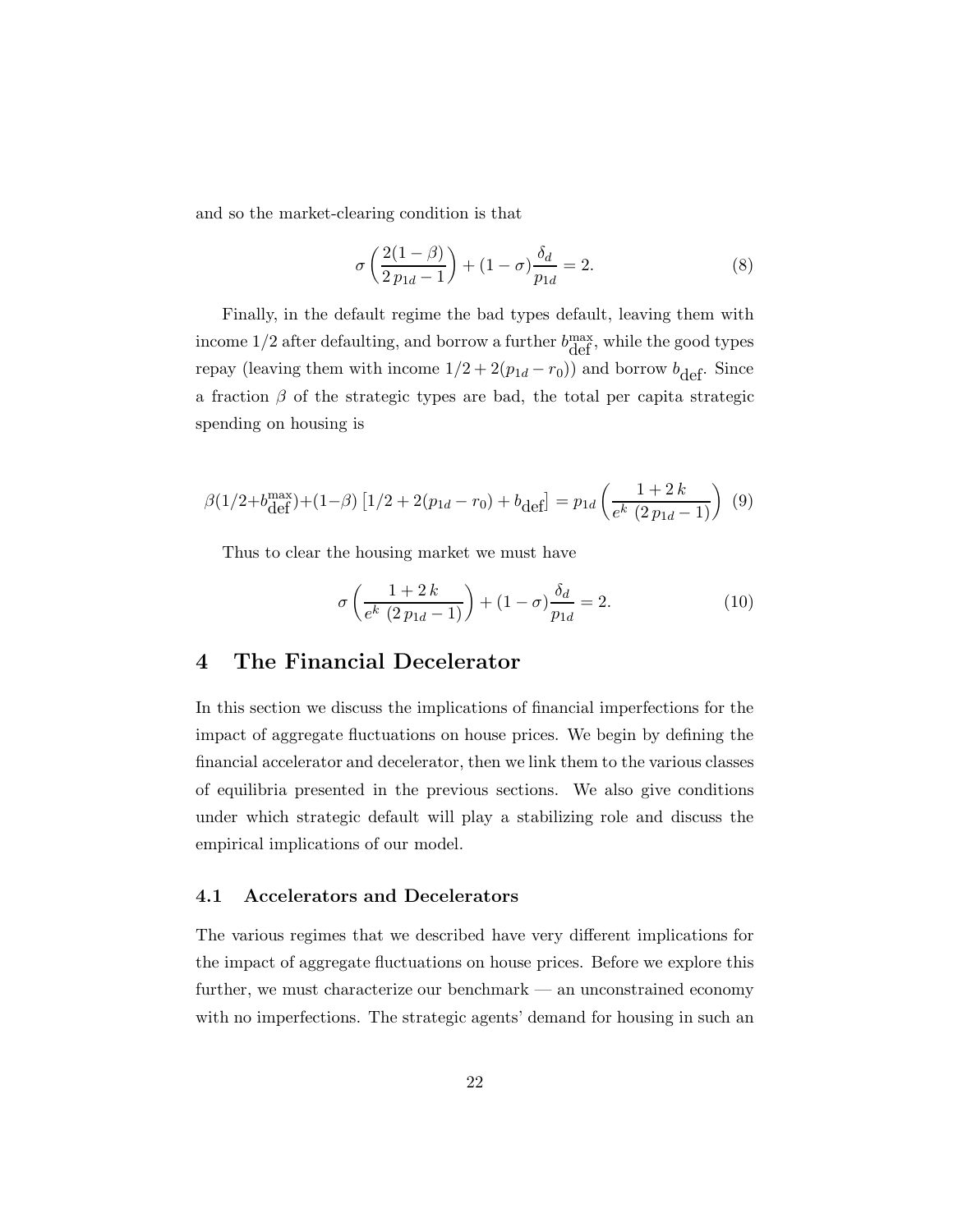and so the market-clearing condition is that

$$\sigma \left( \frac{2(1-\beta)}{2\,p_{1d} - 1} \right) + (1-\sigma)\frac{\delta_d}{p_{1d}} = 2. \tag{8}$$

Finally, in the default regime the bad types default, leaving them with income $1/2$ after defaulting, and borrow a further $b_{\text{def}}^{\max}$, while the good types repay (leaving them with income $1/2 + 2(p_{1d} - r_0)$) and borrow $b_{\text{def}}$. Since a fraction $\beta$ of the strategic types are bad, the total per capita strategic spending on housing is

$$\beta(1/2 + b_{\text{def}}^{\max}) + (1-\beta)\left[1/2 + 2(p_{1d} - r_0) + b_{\text{def}}\right] = p_{1d} \left( \frac{1 + 2\,k}{e^k \; (2\,p_{1d} - 1)} \right) \tag{9}$$

Thus to clear the housing market we must have

$$\sigma \left( \frac{1 + 2\,k}{e^k \; (2\,p_{1d} - 1)} \right) + (1-\sigma)\frac{\delta_d}{p_{1d}} = 2. \tag{10}$$

## 4 The Financial Decelerator

In this section we discuss the implications of financial imperfections for the impact of aggregate fluctuations on house prices. We begin by defining the financial accelerator and decelerator, then we link them to the various classes of equilibria presented in the previous sections. We also give conditions under which strategic default will play a stabilizing role and discuss the empirical implications of our model.

### 4.1 Accelerators and Decelerators

The various regimes that we described have very different implications for the impact of aggregate fluctuations on house prices. Before we explore this further, we must characterize our benchmark — an unconstrained economy with no imperfections. The strategic agents' demand for housing in such an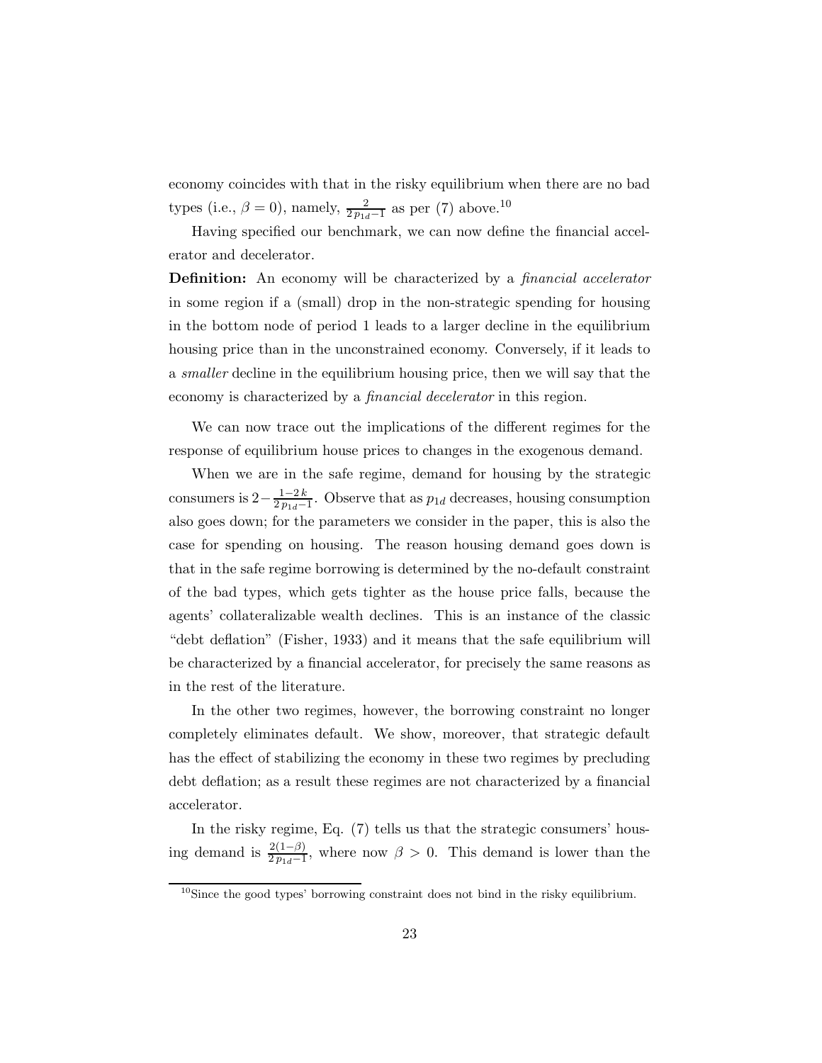economy coincides with that in the risky equilibrium when there are no bad types (i.e., $\beta = 0$), namely, $\frac{2}{2\,p_{1d}-1}$ as per (7) above.[10]

Having specified our benchmark, we can now define the financial accelerator and decelerator.

**Definition:** An economy will be characterized by a *financial accelerator* in some region if a (small) drop in the non-strategic spending for housing in the bottom node of period 1 leads to a larger decline in the equilibrium housing price than in the unconstrained economy. Conversely, if it leads to a *smaller* decline in the equilibrium housing price, then we will say that the economy is characterized by a *financial decelerator* in this region.

We can now trace out the implications of the different regimes for the response of equilibrium house prices to changes in the exogenous demand.

When we are in the safe regime, demand for housing by the strategic consumers is $2-\frac{1-2\,k}{2\,p_{1d}-1}$. Observe that as $p_{1d}$ decreases, housing consumption also goes down; for the parameters we consider in the paper, this is also the case for spending on housing. The reason housing demand goes down is that in the safe regime borrowing is determined by the no-default constraint of the bad types, which gets tighter as the house price falls, because the agents' collateralizable wealth declines. This is an instance of the classic "debt deflation" (Fisher, 1933) and it means that the safe equilibrium will be characterized by a financial accelerator, for precisely the same reasons as in the rest of the literature.

In the other two regimes, however, the borrowing constraint no longer completely eliminates default. We show, moreover, that strategic default has the effect of stabilizing the economy in these two regimes by precluding debt deflation; as a result these regimes are not characterized by a financial accelerator.

In the risky regime, Eq. (7) tells us that the strategic consumers' housing demand is $\frac{2(1-\beta)}{2\,p_{1d}-1}$, where now $\beta > 0$. This demand is lower than the

[10] Since the good types' borrowing constraint does not bind in the risky equilibrium.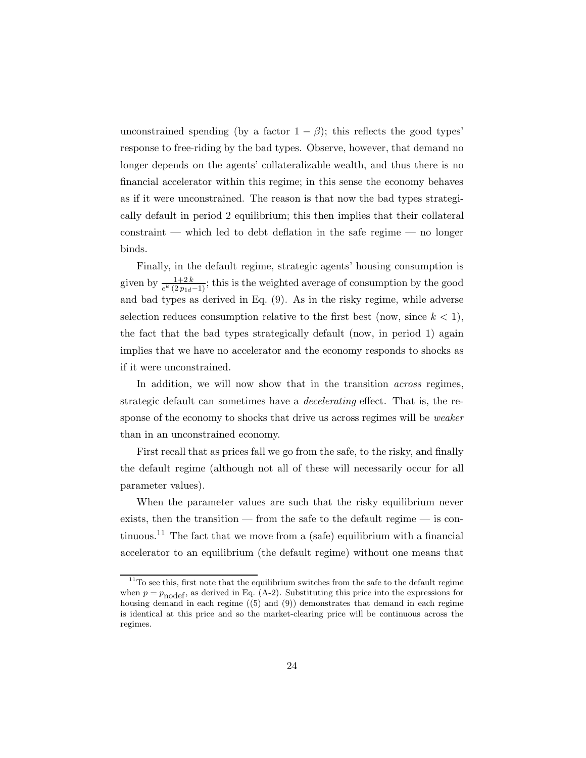unconstrained spending (by a factor $1 - \beta$); this reflects the good types' response to free-riding by the bad types. Observe, however, that demand no longer depends on the agents' collateralizable wealth, and thus there is no financial accelerator within this regime; in this sense the economy behaves as if it were unconstrained. The reason is that now the bad types strategically default in period 2 equilibrium; this then implies that their collateral constraint — which led to debt deflation in the safe regime — no longer binds.

Finally, in the default regime, strategic agents' housing consumption is given by $\frac{1+2k}{e^k(2p_{1d}-1)}$; this is the weighted average of consumption by the good and bad types as derived in Eq. (9). As in the risky regime, while adverse selection reduces consumption relative to the first best (now, since $k < 1$), the fact that the bad types strategically default (now, in period 1) again implies that we have no accelerator and the economy responds to shocks as if it were unconstrained.

In addition, we will now show that in the transition *across* regimes, strategic default can sometimes have a *decelerating* effect. That is, the response of the economy to shocks that drive us across regimes will be *weaker* than in an unconstrained economy.

First recall that as prices fall we go from the safe, to the risky, and finally the default regime (although not all of these will necessarily occur for all parameter values).

When the parameter values are such that the risky equilibrium never exists, then the transition — from the safe to the default regime — is continuous.[11] The fact that we move from a (safe) equilibrium with a financial accelerator to an equilibrium (the default regime) without one means that

[11] To see this, first note that the equilibrium switches from the safe to the default regime when $p = p_{\text{nodef}}$, as derived in Eq. (A-2). Substituting this price into the expressions for housing demand in each regime ((5) and (9)) demonstrates that demand in each regime is identical at this price and so the market-clearing price will be continuous across the regimes.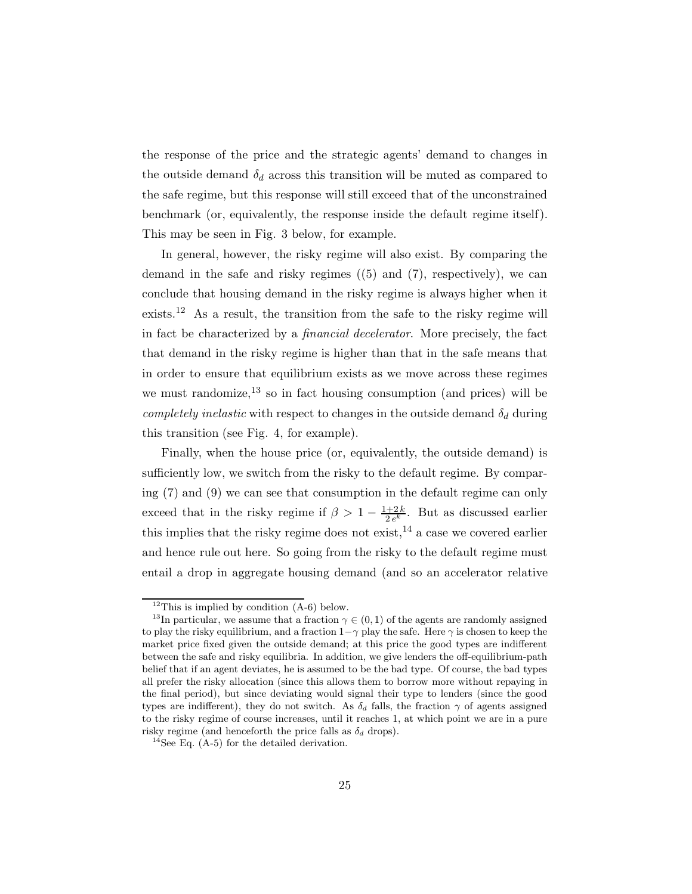the response of the price and the strategic agents' demand to changes in the outside demand $\delta_d$ across this transition will be muted as compared to the safe regime, but this response will still exceed that of the unconstrained benchmark (or, equivalently, the response inside the default regime itself). This may be seen in Fig. 3 below, for example.

In general, however, the risky regime will also exist. By comparing the demand in the safe and risky regimes ((5) and (7), respectively), we can conclude that housing demand in the risky regime is always higher when it exists.[12] As a result, the transition from the safe to the risky regime will in fact be characterized by a *financial decelerator*. More precisely, the fact that demand in the risky regime is higher than that in the safe means that in order to ensure that equilibrium exists as we move across these regimes we must randomize,[13] so in fact housing consumption (and prices) will be *completely inelastic* with respect to changes in the outside demand $\delta_d$ during this transition (see Fig. 4, for example).

Finally, when the house price (or, equivalently, the outside demand) is sufficiently low, we switch from the risky to the default regime. By comparing (7) and (9) we can see that consumption in the default regime can only exceed that in the risky regime if $\beta > 1 - \frac{1+2k}{2e^k}$. But as discussed earlier this implies that the risky regime does not exist,[14] a case we covered earlier and hence rule out here. So going from the risky to the default regime must entail a drop in aggregate housing demand (and so an accelerator relative

[12] This is implied by condition (A-6) below.

[13] In particular, we assume that a fraction $\gamma \in (0, 1)$ of the agents are randomly assigned to play the risky equilibrium, and a fraction $1-\gamma$ play the safe. Here $\gamma$ is chosen to keep the market price fixed given the outside demand; at this price the good types are indifferent between the safe and risky equilibria. In addition, we give lenders the off-equilibrium-path belief that if an agent deviates, he is assumed to be the bad type. Of course, the bad types all prefer the risky allocation (since this allows them to borrow more without repaying in the final period), but since deviating would signal their type to lenders (since the good types are indifferent), they do not switch. As $\delta_d$ falls, the fraction $\gamma$ of agents assigned to the risky regime of course increases, until it reaches 1, at which point we are in a pure risky regime (and henceforth the price falls as $\delta_d$ drops).

[14] See Eq. (A-5) for the detailed derivation.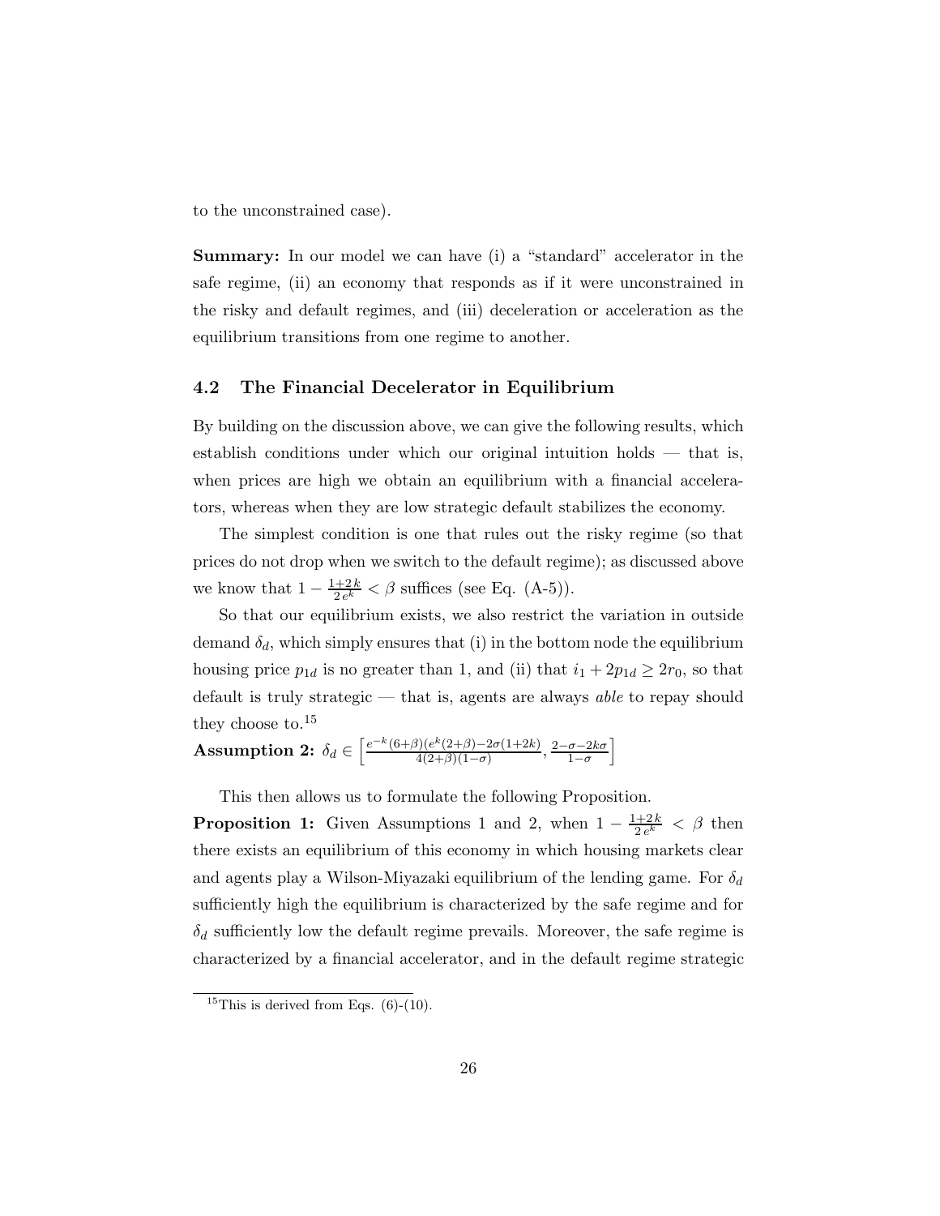to the unconstrained case).

**Summary:** In our model we can have (i) a "standard" accelerator in the safe regime, (ii) an economy that responds as if it were unconstrained in the risky and default regimes, and (iii) deceleration or acceleration as the equilibrium transitions from one regime to another.

### 4.2 The Financial Decelerator in Equilibrium

By building on the discussion above, we can give the following results, which establish conditions under which our original intuition holds — that is, when prices are high we obtain an equilibrium with a financial accelerators, whereas when they are low strategic default stabilizes the economy.

The simplest condition is one that rules out the risky regime (so that prices do not drop when we switch to the default regime); as discussed above we know that $1 - \frac{1+2k}{2e^k} < \beta$ suffices (see Eq. (A-5)).

So that our equilibrium exists, we also restrict the variation in outside demand $\delta_d$, which simply ensures that (i) in the bottom node the equilibrium housing price $p_{1d}$ is no greater than 1, and (ii) that $i_1 + 2p_{1d} \geq 2r_0$, so that default is truly strategic — that is, agents are always *able* to repay should they choose to.[15]

**Assumption 2:** $\delta_d \in \left[\frac{e^{-k}(6+\beta)(e^k(2+\beta)-2\sigma(1+2k)}{4(2+\beta)(1-\sigma)}, \frac{2-\sigma-2k\sigma}{1-\sigma}\right]$

This then allows us to formulate the following Proposition.

**Proposition 1:** Given Assumptions 1 and 2, when $1 - \frac{1+2k}{2e^k} < \beta$ then there exists an equilibrium of this economy in which housing markets clear and agents play a Wilson-Miyazaki equilibrium of the lending game. For $\delta_d$ sufficiently high the equilibrium is characterized by the safe regime and for $\delta_d$ sufficiently low the default regime prevails. Moreover, the safe regime is characterized by a financial accelerator, and in the default regime strategic

[15] This is derived from Eqs. (6)-(10).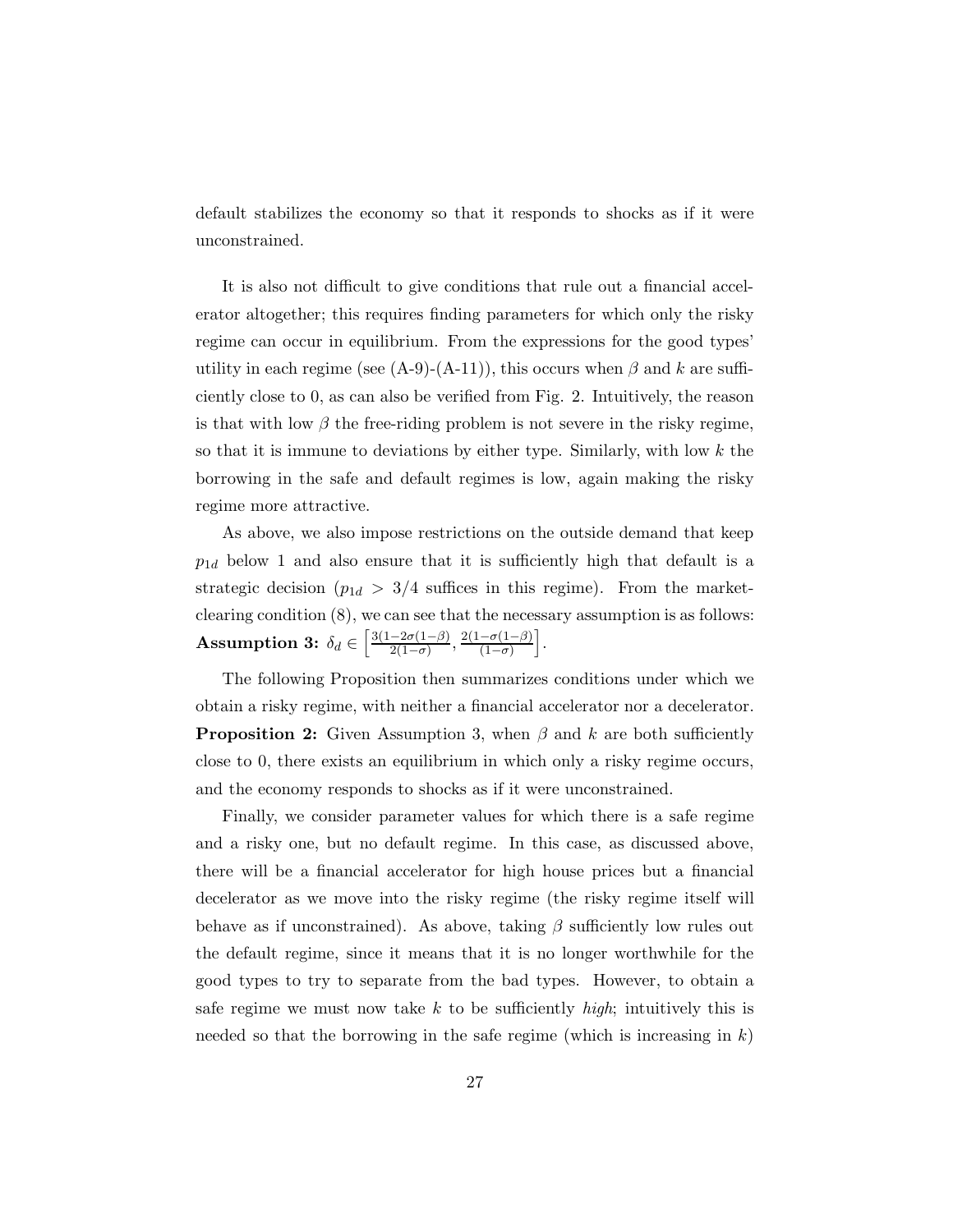default stabilizes the economy so that it responds to shocks as if it were unconstrained.

It is also not difficult to give conditions that rule out a financial accelerator altogether; this requires finding parameters for which only the risky regime can occur in equilibrium. From the expressions for the good types' utility in each regime (see (A-9)-(A-11)), this occurs when $\beta$ and $k$ are sufficiently close to 0, as can also be verified from Fig. 2. Intuitively, the reason is that with low $\beta$ the free-riding problem is not severe in the risky regime, so that it is immune to deviations by either type. Similarly, with low $k$ the borrowing in the safe and default regimes is low, again making the risky regime more attractive.

As above, we also impose restrictions on the outside demand that keep $p_{1d}$ below 1 and also ensure that it is sufficiently high that default is a strategic decision ($p_{1d} > 3/4$ suffices in this regime). From the market-clearing condition (8), we can see that the necessary assumption is as follows:
**Assumption 3:** $\delta_d \in \left[\frac{3(1-2\sigma(1-\beta)}{2(1-\sigma)}, \frac{2(1-\sigma(1-\beta)}{(1-\sigma)}\right]$.

The following Proposition then summarizes conditions under which we obtain a risky regime, with neither a financial accelerator nor a decelerator.
**Proposition 2:** Given Assumption 3, when $\beta$ and $k$ are both sufficiently close to 0, there exists an equilibrium in which only a risky regime occurs, and the economy responds to shocks as if it were unconstrained.

Finally, we consider parameter values for which there is a safe regime and a risky one, but no default regime. In this case, as discussed above, there will be a financial accelerator for high house prices but a financial decelerator as we move into the risky regime (the risky regime itself will behave as if unconstrained). As above, taking $\beta$ sufficiently low rules out the default regime, since it means that it is no longer worthwhile for the good types to try to separate from the bad types. However, to obtain a safe regime we must now take $k$ to be sufficiently *high*; intuitively this is needed so that the borrowing in the safe regime (which is increasing in $k$)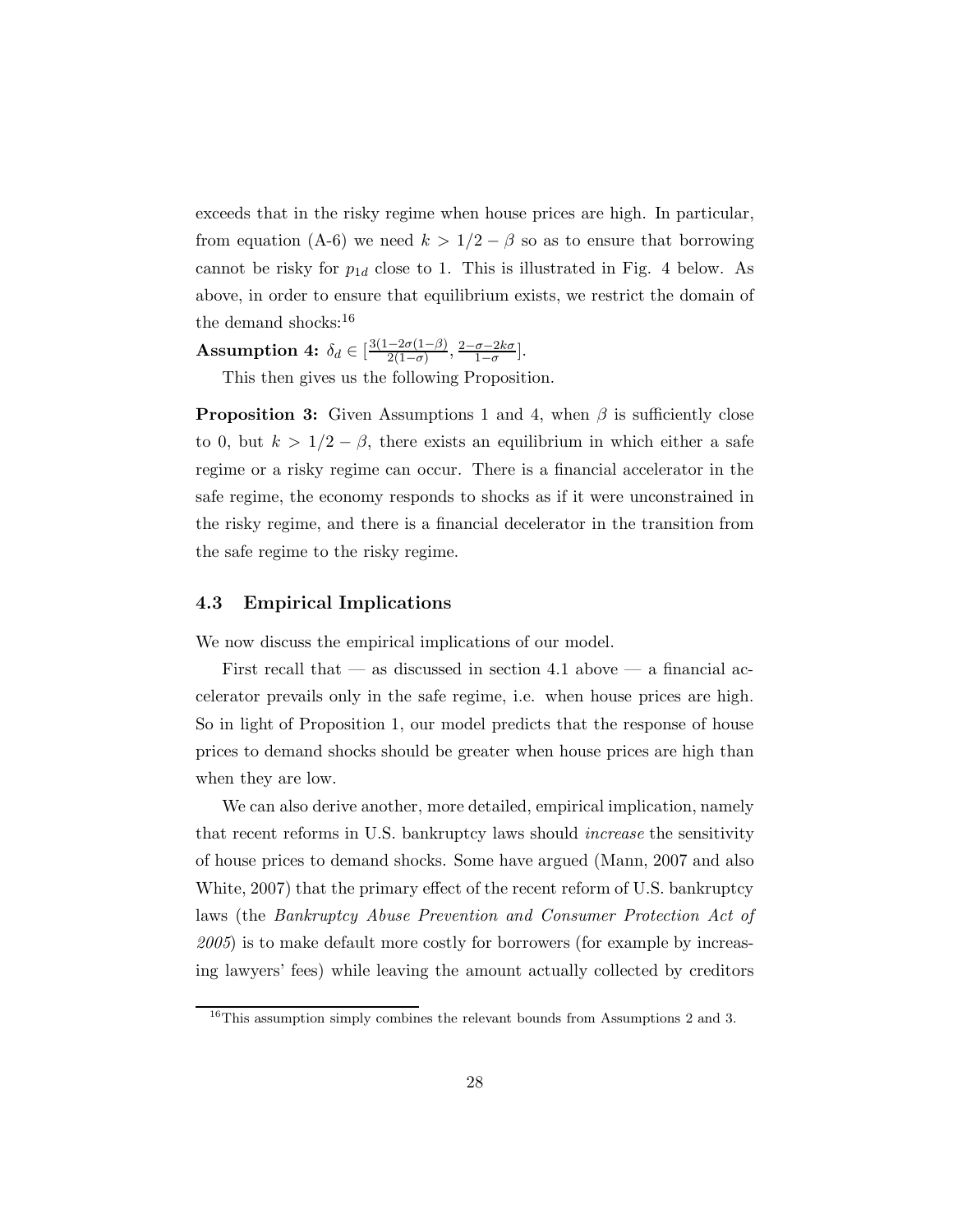exceeds that in the risky regime when house prices are high. In particular, from equation (A-6) we need $k > 1/2 - \beta$ so as to ensure that borrowing cannot be risky for $p_{1d}$ close to 1. This is illustrated in Fig. 4 below. As above, in order to ensure that equilibrium exists, we restrict the domain of the demand shocks:[16]

**Assumption 4:** $\delta_d \in [\frac{3(1-2\sigma(1-\beta)}{2(1-\sigma)}, \frac{2-\sigma-2k\sigma}{1-\sigma}]$.

This then gives us the following Proposition.

**Proposition 3:** Given Assumptions 1 and 4, when $\beta$ is sufficiently close to 0, but $k > 1/2 - \beta$, there exists an equilibrium in which either a safe regime or a risky regime can occur. There is a financial accelerator in the safe regime, the economy responds to shocks as if it were unconstrained in the risky regime, and there is a financial decelerator in the transition from the safe regime to the risky regime.

### 4.3 Empirical Implications

We now discuss the empirical implications of our model.

First recall that — as discussed in section 4.1 above — a financial accelerator prevails only in the safe regime, i.e. when house prices are high. So in light of Proposition 1, our model predicts that the response of house prices to demand shocks should be greater when house prices are high than when they are low.

We can also derive another, more detailed, empirical implication, namely that recent reforms in U.S. bankruptcy laws should *increase* the sensitivity of house prices to demand shocks. Some have argued (Mann, 2007 and also White, 2007) that the primary effect of the recent reform of U.S. bankruptcy laws (the *Bankruptcy Abuse Prevention and Consumer Protection Act of 2005*) is to make default more costly for borrowers (for example by increasing lawyers' fees) while leaving the amount actually collected by creditors

[16] This assumption simply combines the relevant bounds from Assumptions 2 and 3.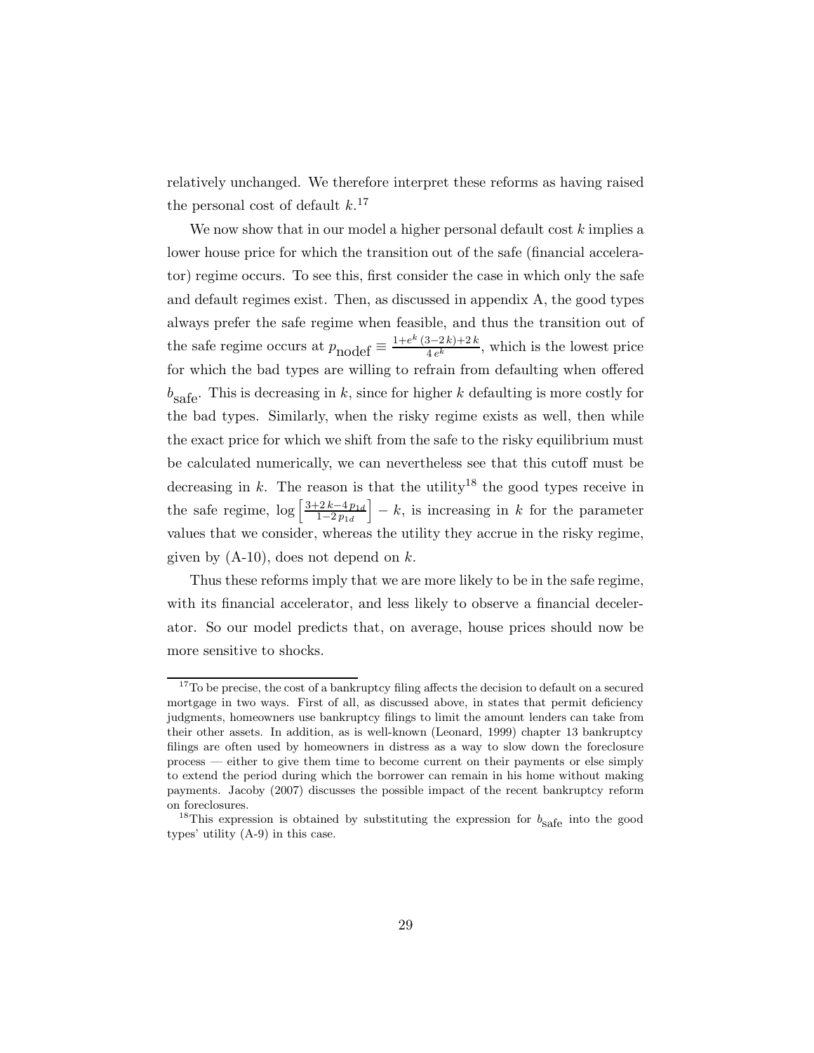relatively unchanged. We therefore interpret these reforms as having raised the personal cost of default $k$.[17]

We now show that in our model a higher personal default cost $k$ implies a lower house price for which the transition out of the safe (financial accelerator) regime occurs. To see this, first consider the case in which only the safe and default regimes exist. Then, as discussed in appendix A, the good types always prefer the safe regime when feasible, and thus the transition out of the safe regime occurs at $p_{\text{nodef}} \equiv \frac{1+e^k\,(3-2\,k)+2\,k}{4\,e^k}$, which is the lowest price for which the bad types are willing to refrain from defaulting when offered $b_{\text{safe}}$. This is decreasing in $k$, since for higher $k$ defaulting is more costly for the bad types. Similarly, when the risky regime exists as well, then while the exact price for which we shift from the safe to the risky equilibrium must be calculated numerically, we can nevertheless see that this cutoff must be decreasing in $k$. The reason is that the utility[18] the good types receive in the safe regime, $\log\left[\frac{3+2\,k-4\,p_{1d}}{1-2\,p_{1d}}\right]-k$, is increasing in $k$ for the parameter values that we consider, whereas the utility they accrue in the risky regime, given by (A-10), does not depend on $k$.

Thus these reforms imply that we are more likely to be in the safe regime, with its financial accelerator, and less likely to observe a financial decelerator. So our model predicts that, on average, house prices should now be more sensitive to shocks.

---

[17] To be precise, the cost of a bankruptcy filing affects the decision to default on a secured mortgage in two ways. First of all, as discussed above, in states that permit deficiency judgments, homeowners use bankruptcy filings to limit the amount lenders can take from their other assets. In addition, as is well-known (Leonard, 1999) chapter 13 bankruptcy filings are often used by homeowners in distress as a way to slow down the foreclosure process — either to give them time to become current on their payments or else simply to extend the period during which the borrower can remain in his home without making payments. Jacoby (2007) discusses the possible impact of the recent bankruptcy reform on foreclosures.

[18] This expression is obtained by substituting the expression for $b_{\text{safe}}$ into the good types' utility (A-9) in this case.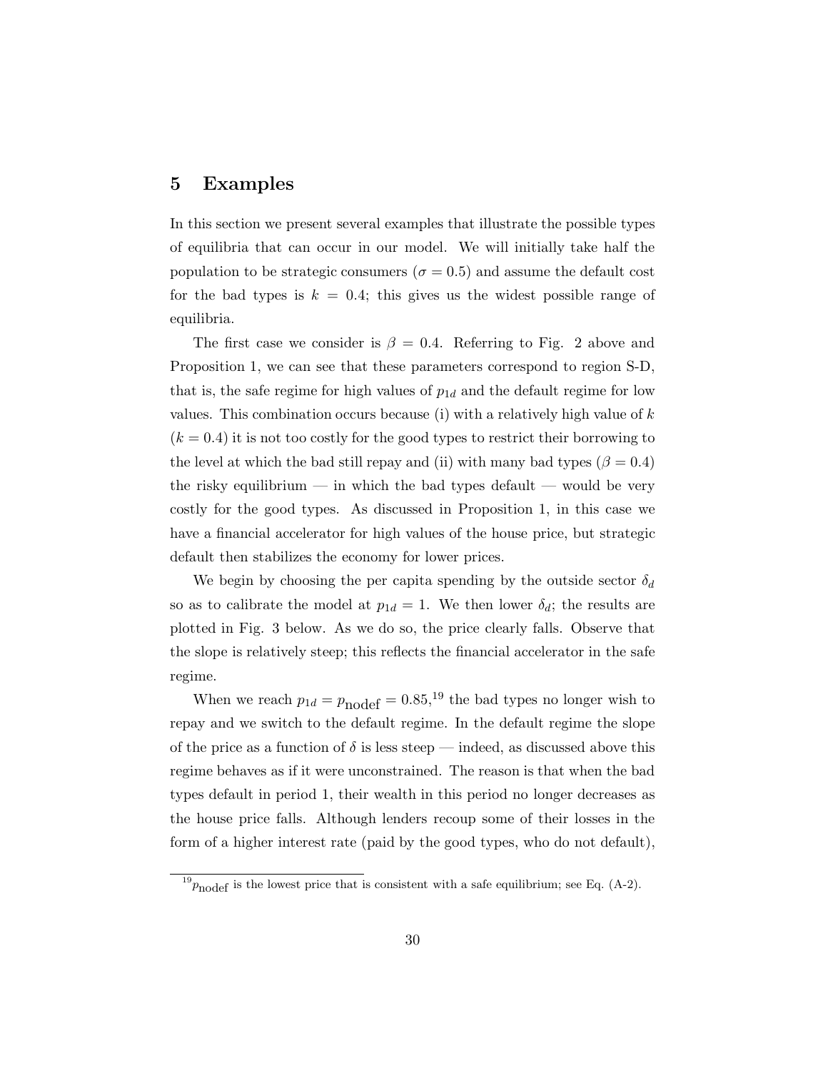## 5 Examples

In this section we present several examples that illustrate the possible types of equilibria that can occur in our model. We will initially take half the population to be strategic consumers ($\sigma = 0.5$) and assume the default cost for the bad types is $k = 0.4$; this gives us the widest possible range of equilibria.

The first case we consider is $\beta = 0.4$. Referring to Fig. 2 above and Proposition 1, we can see that these parameters correspond to region S-D, that is, the safe regime for high values of $p_{1d}$ and the default regime for low values. This combination occurs because (i) with a relatively high value of $k$ ($k = 0.4$) it is not too costly for the good types to restrict their borrowing to the level at which the bad still repay and (ii) with many bad types ($\beta = 0.4$) the risky equilibrium — in which the bad types default — would be very costly for the good types. As discussed in Proposition 1, in this case we have a financial accelerator for high values of the house price, but strategic default then stabilizes the economy for lower prices.

We begin by choosing the per capita spending by the outside sector $\delta_d$ so as to calibrate the model at $p_{1d} = 1$. We then lower $\delta_d$; the results are plotted in Fig. 3 below. As we do so, the price clearly falls. Observe that the slope is relatively steep; this reflects the financial accelerator in the safe regime.

When we reach $p_{1d} = p_{\text{nodef}} = 0.85$,[19] the bad types no longer wish to repay and we switch to the default regime. In the default regime the slope of the price as a function of $\delta$ is less steep — indeed, as discussed above this regime behaves as if it were unconstrained. The reason is that when the bad types default in period 1, their wealth in this period no longer decreases as the house price falls. Although lenders recoup some of their losses in the form of a higher interest rate (paid by the good types, who do not default),

[19] $p_{\text{nodef}}$ is the lowest price that is consistent with a safe equilibrium; see Eq. (A-2).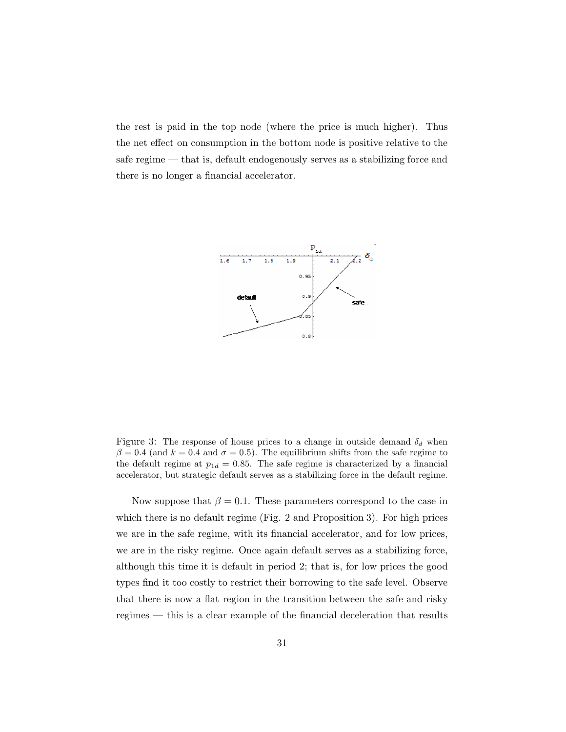the rest is paid in the top node (where the price is much higher). Thus the net effect on consumption in the bottom node is positive relative to the safe regime — that is, default endogenously serves as a stabilizing force and there is no longer a financial accelerator.

Figure 3: The response of house prices to a change in outside demand $\delta_d$ when $\beta = 0.4$ (and $k = 0.4$ and $\sigma = 0.5$). The equilibrium shifts from the safe regime to the default regime at $p_{1d} = 0.85$. The safe regime is characterized by a financial accelerator, but strategic default serves as a stabilizing force in the default regime.

Now suppose that $\beta = 0.1$. These parameters correspond to the case in which there is no default regime (Fig. 2 and Proposition 3). For high prices we are in the safe regime, with its financial accelerator, and for low prices, we are in the risky regime. Once again default serves as a stabilizing force, although this time it is default in period 2; that is, for low prices the good types find it too costly to restrict their borrowing to the safe level. Observe that there is now a flat region in the transition between the safe and risky regimes — this is a clear example of the financial deceleration that results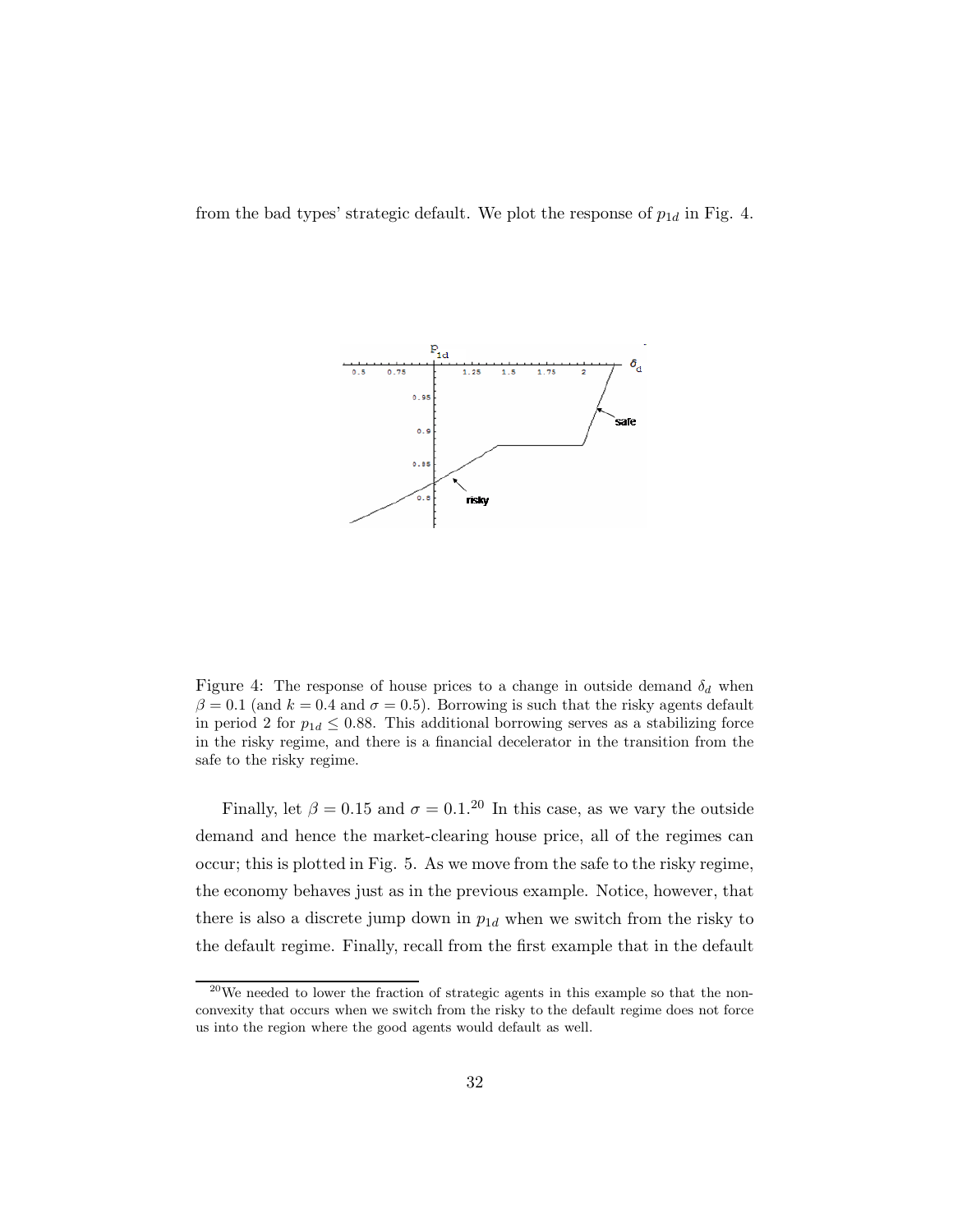from the bad types' strategic default. We plot the response of $p_{1d}$ in Fig. 4.

Figure 4: The response of house prices to a change in outside demand $\delta_d$ when $\beta = 0.1$ (and $k = 0.4$ and $\sigma = 0.5$). Borrowing is such that the risky agents default in period 2 for $p_{1d} \leq 0.88$. This additional borrowing serves as a stabilizing force in the risky regime, and there is a financial decelerator in the transition from the safe to the risky regime.

Finally, let $\beta = 0.15$ and $\sigma = 0.1$.[20] In this case, as we vary the outside demand and hence the market-clearing house price, all of the regimes can occur; this is plotted in Fig. 5. As we move from the safe to the risky regime, the economy behaves just as in the previous example. Notice, however, that there is also a discrete jump down in $p_{1d}$ when we switch from the risky to the default regime. Finally, recall from the first example that in the default

[20] We needed to lower the fraction of strategic agents in this example so that the non-convexity that occurs when we switch from the risky to the default regime does not force us into the region where the good agents would default as well.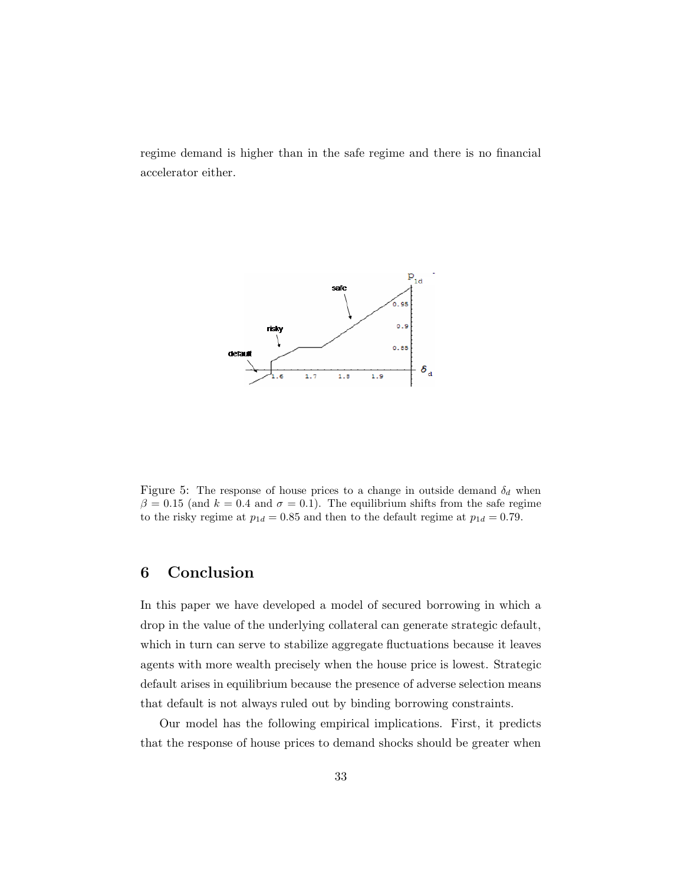regime demand is higher than in the safe regime and there is no financial accelerator either.

Figure 5: The response of house prices to a change in outside demand $\delta_d$ when $\beta = 0.15$ (and $k = 0.4$ and $\sigma = 0.1$). The equilibrium shifts from the safe regime to the risky regime at $p_{1d} = 0.85$ and then to the default regime at $p_{1d} = 0.79$.

# 6 Conclusion

In this paper we have developed a model of secured borrowing in which a drop in the value of the underlying collateral can generate strategic default, which in turn can serve to stabilize aggregate fluctuations because it leaves agents with more wealth precisely when the house price is lowest. Strategic default arises in equilibrium because the presence of adverse selection means that default is not always ruled out by binding borrowing constraints.

Our model has the following empirical implications. First, it predicts that the response of house prices to demand shocks should be greater when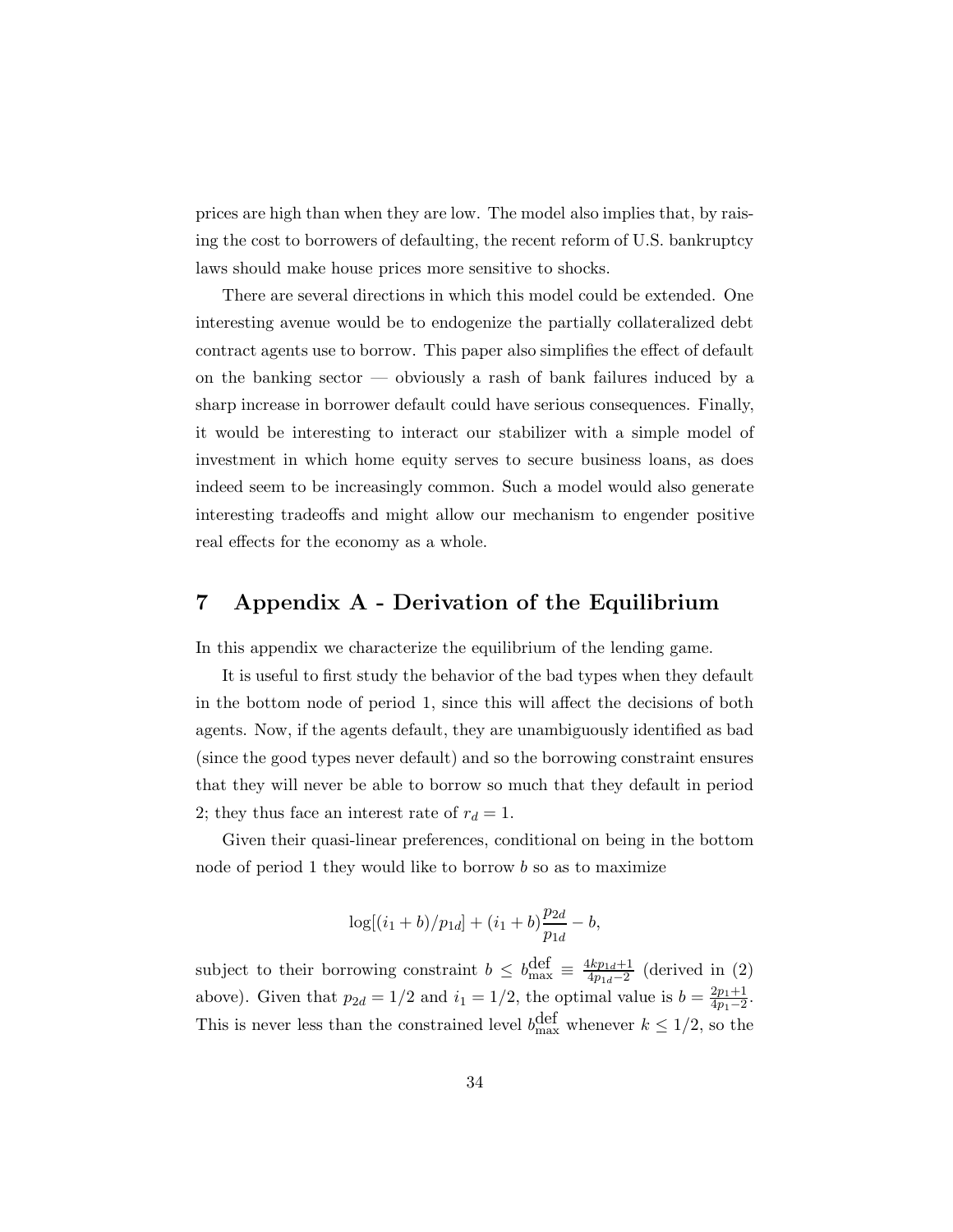prices are high than when they are low. The model also implies that, by raising the cost to borrowers of defaulting, the recent reform of U.S. bankruptcy laws should make house prices more sensitive to shocks.

There are several directions in which this model could be extended. One interesting avenue would be to endogenize the partially collateralized debt contract agents use to borrow. This paper also simplifies the effect of default on the banking sector — obviously a rash of bank failures induced by a sharp increase in borrower default could have serious consequences. Finally, it would be interesting to interact our stabilizer with a simple model of investment in which home equity serves to secure business loans, as does indeed seem to be increasingly common. Such a model would also generate interesting tradeoffs and might allow our mechanism to engender positive real effects for the economy as a whole.

# 7 Appendix A - Derivation of the Equilibrium

In this appendix we characterize the equilibrium of the lending game.

It is useful to first study the behavior of the bad types when they default in the bottom node of period 1, since this will affect the decisions of both agents. Now, if the agents default, they are unambiguously identified as bad (since the good types never default) and so the borrowing constraint ensures that they will never be able to borrow so much that they default in period 2; they thus face an interest rate of $r_d = 1$.

Given their quasi-linear preferences, conditional on being in the bottom node of period 1 they would like to borrow $b$ so as to maximize

$$\log[(i_1 + b)/p_{1d}] + (i_1 + b)\frac{p_{2d}}{p_{1d}} - b,$$

subject to their borrowing constraint $b \leq b_{\max}^{\text{def}} \equiv \frac{4kp_{1d}+1}{4p_{1d}-2}$ (derived in (2) above). Given that $p_{2d} = 1/2$ and $i_1 = 1/2$, the optimal value is $b = \frac{2p_1+1}{4p_1-2}$. This is never less than the constrained level $b_{\max}^{\text{def}}$ whenever $k \leq 1/2$, so the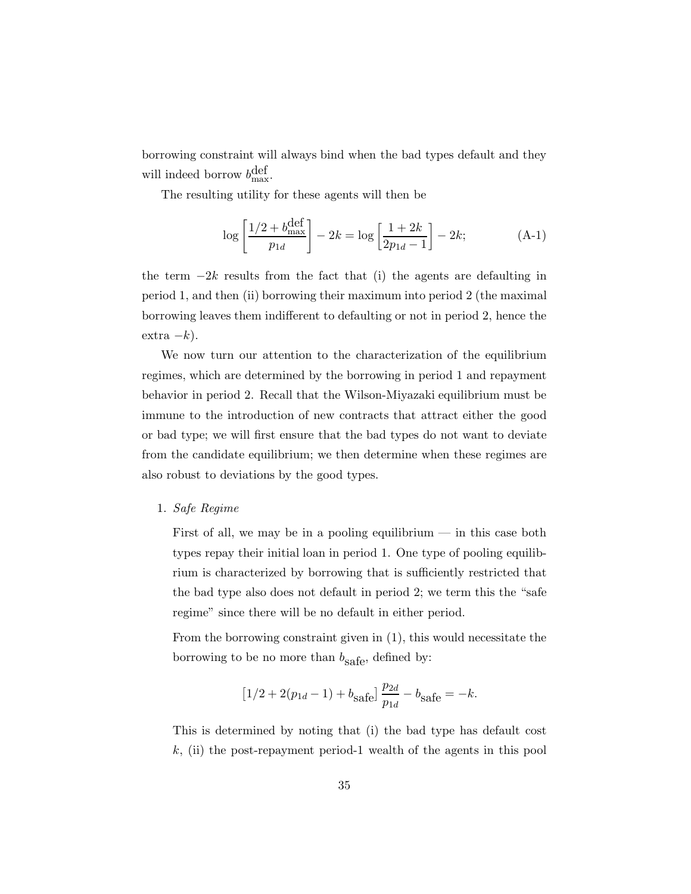borrowing constraint will always bind when the bad types default and they will indeed borrow $b^{\text{def}}_{\text{max}}$.

The resulting utility for these agents will then be

$$\log\left[\frac{1/2 + b^{\text{def}}_{\text{max}}}{p_{1d}}\right] - 2k = \log\left[\frac{1+2k}{2p_{1d}-1}\right] - 2k; \tag{A-1}$$

the term $-2k$ results from the fact that (i) the agents are defaulting in period 1, and then (ii) borrowing their maximum into period 2 (the maximal borrowing leaves them indifferent to defaulting or not in period 2, hence the extra $-k$).

We now turn our attention to the characterization of the equilibrium regimes, which are determined by the borrowing in period 1 and repayment behavior in period 2. Recall that the Wilson-Miyazaki equilibrium must be immune to the introduction of new contracts that attract either the good or bad type; we will first ensure that the bad types do not want to deviate from the candidate equilibrium; we then determine when these regimes are also robust to deviations by the good types.

1. *Safe Regime*

   First of all, we may be in a pooling equilibrium — in this case both types repay their initial loan in period 1. One type of pooling equilibrium is characterized by borrowing that is sufficiently restricted that the bad type also does not default in period 2; we term this the "safe regime" since there will be no default in either period.

   From the borrowing constraint given in (1), this would necessitate the borrowing to be no more than $b_{\text{safe}}$, defined by:

   $$\left[1/2 + 2(p_{1d}-1) + b_{\text{safe}}\right]\frac{p_{2d}}{p_{1d}} - b_{\text{safe}} = -k.$$

   This is determined by noting that (i) the bad type has default cost $k$, (ii) the post-repayment period-1 wealth of the agents in this pool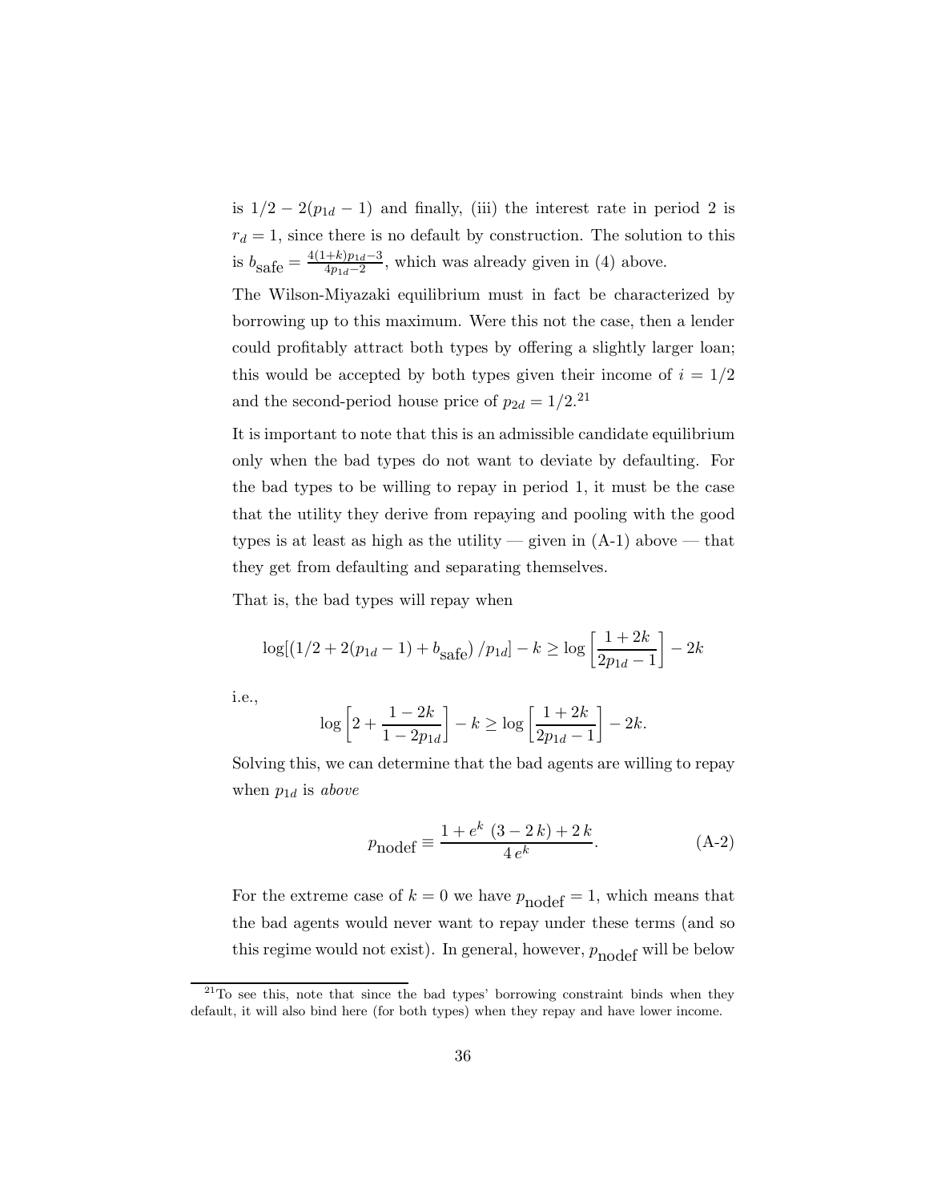is $1/2 - 2(p_{1d} - 1)$ and finally, (iii) the interest rate in period 2 is $r_d = 1$, since there is no default by construction. The solution to this is $b_{\text{safe}} = \frac{4(1+k)p_{1d}-3}{4p_{1d}-2}$, which was already given in (4) above.

The Wilson-Miyazaki equilibrium must in fact be characterized by borrowing up to this maximum. Were this not the case, then a lender could profitably attract both types by offering a slightly larger loan; this would be accepted by both types given their income of $i = 1/2$ and the second-period house price of $p_{2d} = 1/2$.[21]

It is important to note that this is an admissible candidate equilibrium only when the bad types do not want to deviate by defaulting. For the bad types to be willing to repay in period 1, it must be the case that the utility they derive from repaying and pooling with the good types is at least as high as the utility — given in (A-1) above — that they get from defaulting and separating themselves.

That is, the bad types will repay when

$$\log[(1/2 + 2(p_{1d} - 1) + b_{\text{safe}})/p_{1d}] - k \geq \log\left[\frac{1+2k}{2p_{1d}-1}\right] - 2k$$

i.e.,

$$\log\left[2 + \frac{1-2k}{1-2p_{1d}}\right] - k \geq \log\left[\frac{1+2k}{2p_{1d}-1}\right] - 2k.$$

Solving this, we can determine that the bad agents are willing to repay when $p_{1d}$ is *above*

$$p_{\text{nodef}} \equiv \frac{1 + e^k\ (3 - 2\,k) + 2\,k}{4\,e^k}. \tag{A-2}$$

For the extreme case of $k = 0$ we have $p_{\text{nodef}} = 1$, which means that the bad agents would never want to repay under these terms (and so this regime would not exist). In general, however, $p_{\text{nodef}}$ will be below

[21] To see this, note that since the bad types' borrowing constraint binds when they default, it will also bind here (for both types) when they repay and have lower income.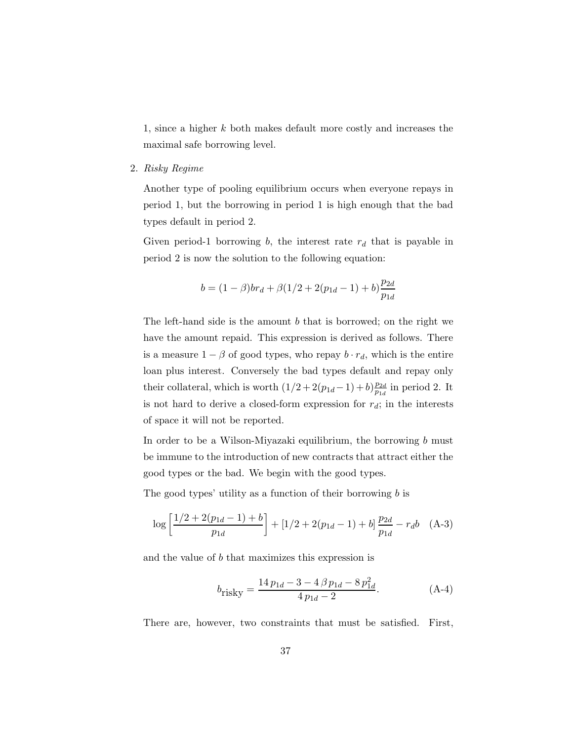1, since a higher $k$ both makes default more costly and increases the maximal safe borrowing level.

2. *Risky Regime*

   Another type of pooling equilibrium occurs when everyone repays in period 1, but the borrowing in period 1 is high enough that the bad types default in period 2.

   Given period-1 borrowing $b$, the interest rate $r_d$ that is payable in period 2 is now the solution to the following equation:

   $$b = (1-\beta)br_d + \beta(1/2 + 2(p_{1d}-1) + b)\frac{p_{2d}}{p_{1d}}$$

   The left-hand side is the amount $b$ that is borrowed; on the right we have the amount repaid. This expression is derived as follows. There is a measure $1-\beta$ of good types, who repay $b \cdot r_d$, which is the entire loan plus interest. Conversely the bad types default and repay only their collateral, which is worth $(1/2 + 2(p_{1d}-1) + b)\frac{p_{2d}}{p_{1d}}$ in period 2. It is not hard to derive a closed-form expression for $r_d$; in the interests of space it will not be reported.

   In order to be a Wilson-Miyazaki equilibrium, the borrowing $b$ must be immune to the introduction of new contracts that attract either the good types or the bad. We begin with the good types.

   The good types' utility as a function of their borrowing $b$ is

   $$\log\left[\frac{1/2 + 2(p_{1d}-1) + b}{p_{1d}}\right] + \left[1/2 + 2(p_{1d}-1) + b\right]\frac{p_{2d}}{p_{1d}} - r_d b \quad \text{(A-3)}$$

   and the value of $b$ that maximizes this expression is

   $$b_{\text{risky}} = \frac{14\,p_{1d} - 3 - 4\,\beta\,p_{1d} - 8\,p_{1d}^2}{4\,p_{1d} - 2}. \quad \text{(A-4)}$$

   There are, however, two constraints that must be satisfied. First,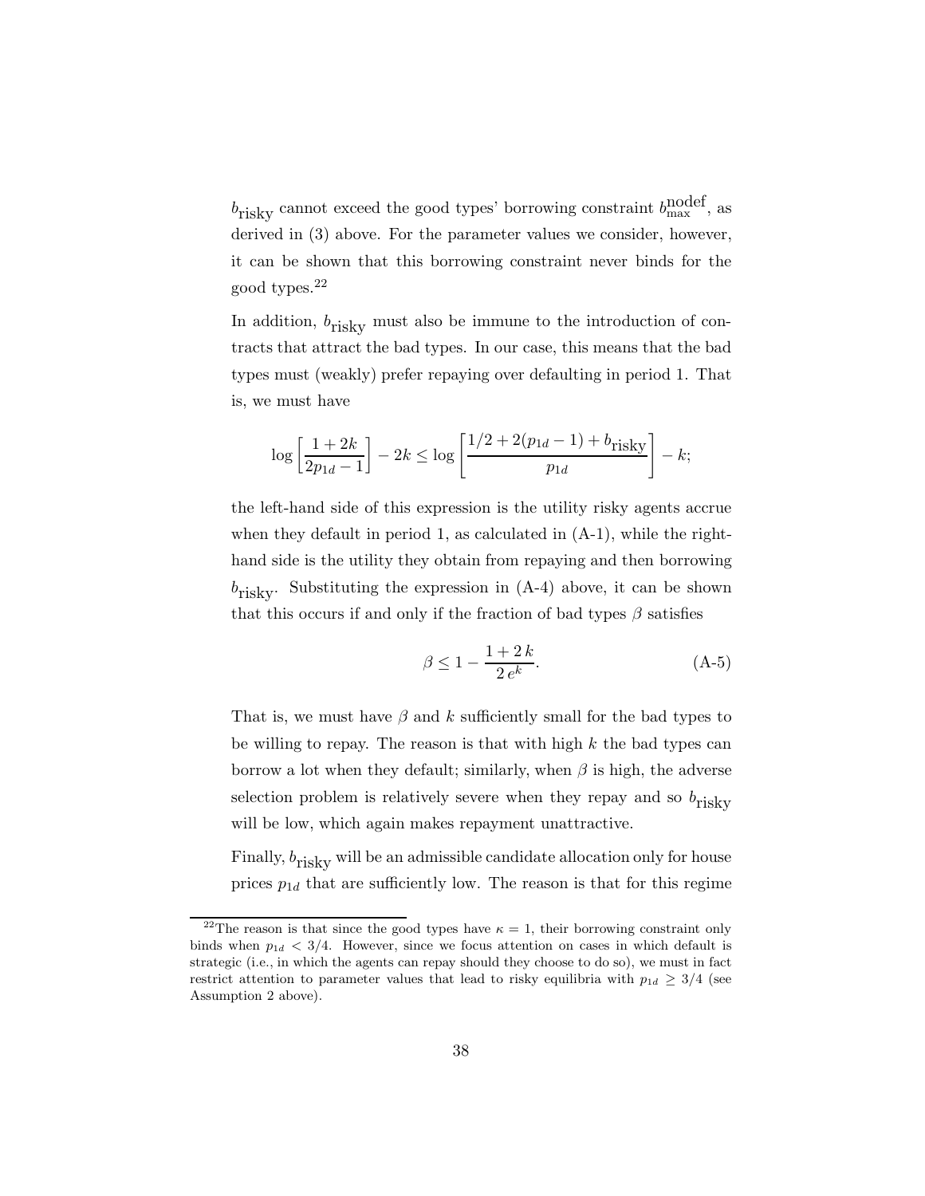$b_{\text{risky}}$ cannot exceed the good types' borrowing constraint $b_{\max}^{\text{nodef}}$, as derived in (3) above. For the parameter values we consider, however, it can be shown that this borrowing constraint never binds for the good types.[22]

In addition, $b_{\text{risky}}$ must also be immune to the introduction of contracts that attract the bad types. In our case, this means that the bad types must (weakly) prefer repaying over defaulting in period 1. That is, we must have

$$\log\left[\frac{1+2k}{2p_{1d}-1}\right] - 2k \leq \log\left[\frac{1/2 + 2(p_{1d}-1) + b_{\text{risky}}}{p_{1d}}\right] - k;$$

the left-hand side of this expression is the utility risky agents accrue when they default in period 1, as calculated in (A-1), while the right-hand side is the utility they obtain from repaying and then borrowing $b_{\text{risky}}$. Substituting the expression in (A-4) above, it can be shown that this occurs if and only if the fraction of bad types $\beta$ satisfies

$$\beta \leq 1 - \frac{1+2\,k}{2\,e^{k}}. \tag{A-5}$$

That is, we must have $\beta$ and $k$ sufficiently small for the bad types to be willing to repay. The reason is that with high $k$ the bad types can borrow a lot when they default; similarly, when $\beta$ is high, the adverse selection problem is relatively severe when they repay and so $b_{\text{risky}}$ will be low, which again makes repayment unattractive.

Finally, $b_{\text{risky}}$ will be an admissible candidate allocation only for house prices $p_{1d}$ that are sufficiently low. The reason is that for this regime

[22] The reason is that since the good types have $\kappa = 1$, their borrowing constraint only binds when $p_{1d} < 3/4$. However, since we focus attention on cases in which default is strategic (i.e., in which the agents can repay should they choose to do so), we must in fact restrict attention to parameter values that lead to risky equilibria with $p_{1d} \geq 3/4$ (see Assumption 2 above).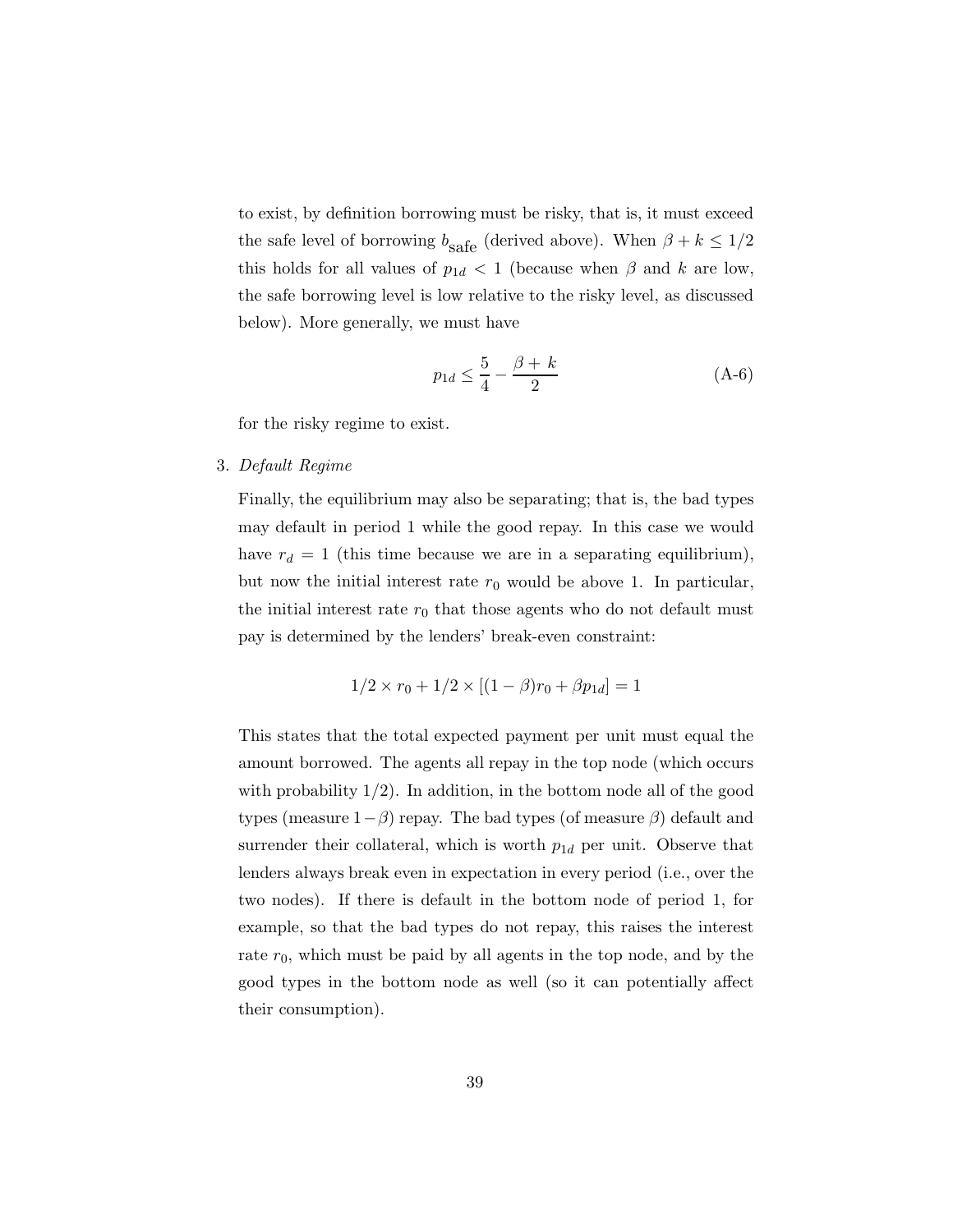to exist, by definition borrowing must be risky, that is, it must exceed the safe level of borrowing $b_{\text{safe}}$ (derived above). When $\beta + k \leq 1/2$ this holds for all values of $p_{1d} < 1$ (because when $\beta$ and $k$ are low, the safe borrowing level is low relative to the risky level, as discussed below). More generally, we must have

$$p_{1d} \leq \frac{5}{4} - \frac{\beta + k}{2} \tag{A-6}$$

for the risky regime to exist.

3. *Default Regime*

   Finally, the equilibrium may also be separating; that is, the bad types may default in period 1 while the good repay. In this case we would have $r_d = 1$ (this time because we are in a separating equilibrium), but now the initial interest rate $r_0$ would be above 1. In particular, the initial interest rate $r_0$ that those agents who do not default must pay is determined by the lenders' break-even constraint:

   $$1/2 \times r_0 + 1/2 \times [(1 - \beta)r_0 + \beta p_{1d}] = 1$$

   This states that the total expected payment per unit must equal the amount borrowed. The agents all repay in the top node (which occurs with probability $1/2$). In addition, in the bottom node all of the good types (measure $1-\beta$) repay. The bad types (of measure $\beta$) default and surrender their collateral, which is worth $p_{1d}$ per unit. Observe that lenders always break even in expectation in every period (i.e., over the two nodes). If there is default in the bottom node of period 1, for example, so that the bad types do not repay, this raises the interest rate $r_0$, which must be paid by all agents in the top node, and by the good types in the bottom node as well (so it can potentially affect their consumption).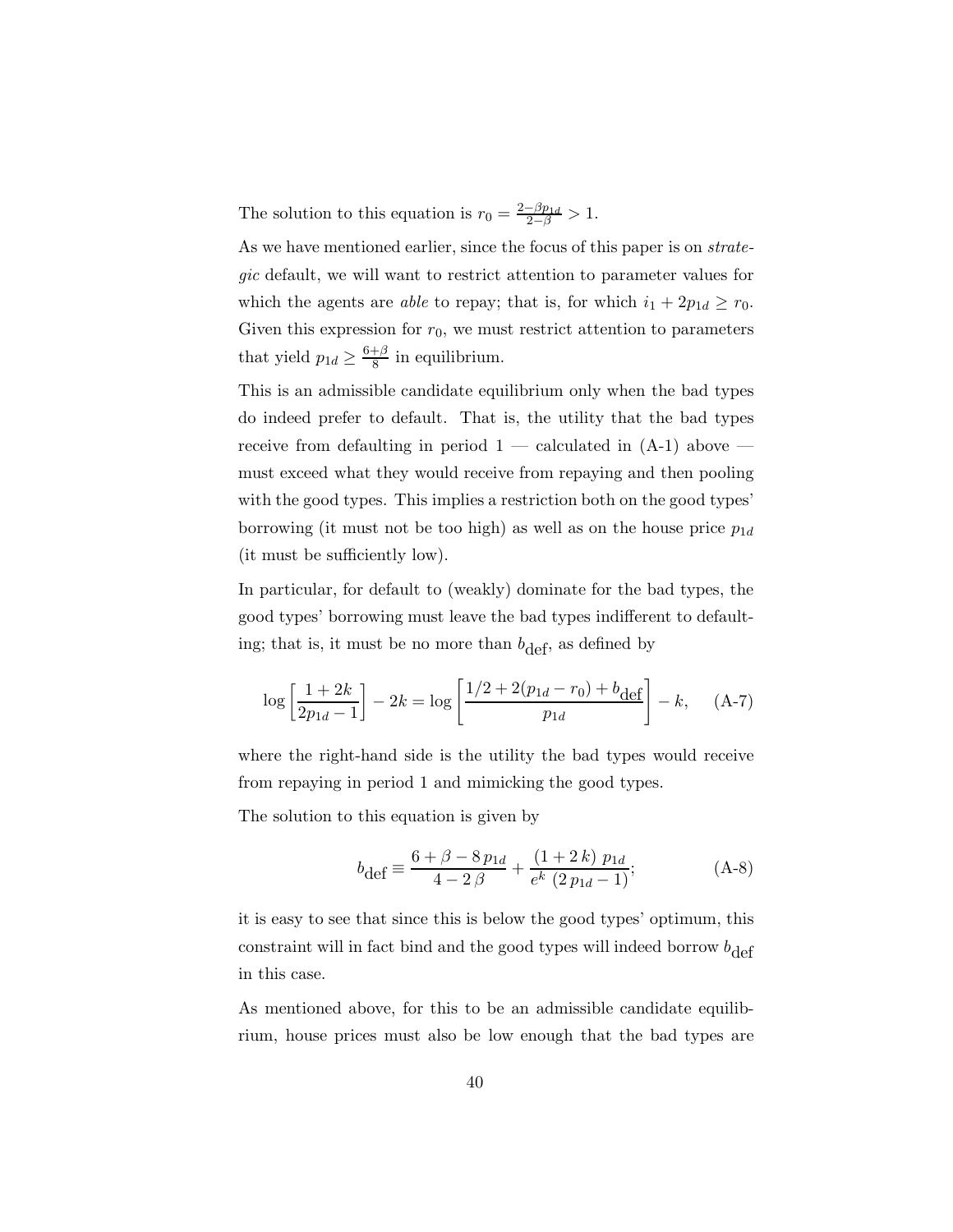The solution to this equation is $r_0 = \frac{2-\beta p_{1d}}{2-\beta} > 1$.

As we have mentioned earlier, since the focus of this paper is on *strategic* default, we will want to restrict attention to parameter values for which the agents are *able* to repay; that is, for which $i_1 + 2p_{1d} \geq r_0$. Given this expression for $r_0$, we must restrict attention to parameters that yield $p_{1d} \geq \frac{6+\beta}{8}$ in equilibrium.

This is an admissible candidate equilibrium only when the bad types do indeed prefer to default. That is, the utility that the bad types receive from defaulting in period 1 — calculated in (A-1) above — must exceed what they would receive from repaying and then pooling with the good types. This implies a restriction both on the good types' borrowing (it must not be too high) as well as on the house price $p_{1d}$ (it must be sufficiently low).

In particular, for default to (weakly) dominate for the bad types, the good types' borrowing must leave the bad types indifferent to defaulting; that is, it must be no more than $b_{\text{def}}$, as defined by

$$\log\left[\frac{1+2k}{2p_{1d}-1}\right] - 2k = \log\left[\frac{1/2 + 2(p_{1d} - r_0) + b_{\text{def}}}{p_{1d}}\right] - k, \qquad \text{(A-7)}$$

where the right-hand side is the utility the bad types would receive from repaying in period 1 and mimicking the good types.

The solution to this equation is given by

$$b_{\text{def}} \equiv \frac{6+\beta-8\,p_{1d}}{4-2\,\beta} + \frac{(1+2\,k)\;p_{1d}}{e^{k}\;(2\,p_{1d}-1)}; \qquad \text{(A-8)}$$

it is easy to see that since this is below the good types' optimum, this constraint will in fact bind and the good types will indeed borrow $b_{\text{def}}$ in this case.

As mentioned above, for this to be an admissible candidate equilibrium, house prices must also be low enough that the bad types are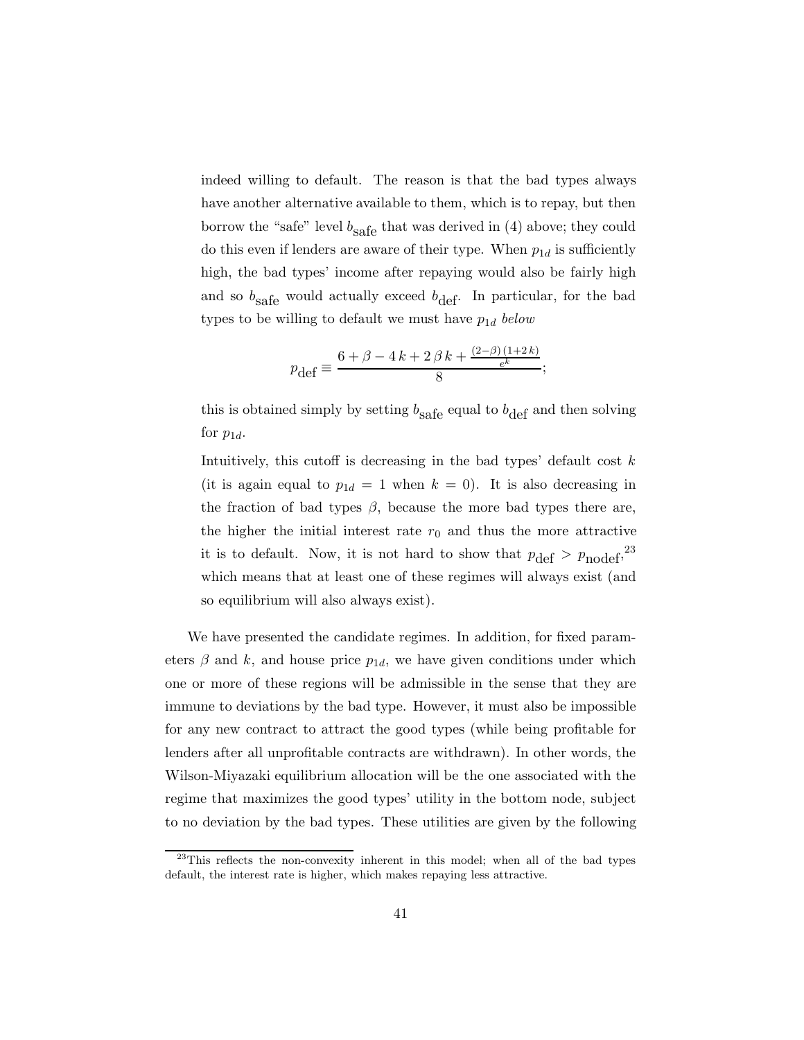indeed willing to default. The reason is that the bad types always have another alternative available to them, which is to repay, but then borrow the "safe" level $b_{\text{safe}}$ that was derived in (4) above; they could do this even if lenders are aware of their type. When $p_{1d}$ is sufficiently high, the bad types' income after repaying would also be fairly high and so $b_{\text{safe}}$ would actually exceed $b_{\text{def}}$. In particular, for the bad types to be willing to default we must have $p_{1d}$ *below*

$$p_{\text{def}} \equiv \frac{6 + \beta - 4\,k + 2\,\beta\,k + \frac{(2-\beta)\,(1+2\,k)}{e^k}}{8};$$

this is obtained simply by setting $b_{\text{safe}}$ equal to $b_{\text{def}}$ and then solving for $p_{1d}$.

Intuitively, this cutoff is decreasing in the bad types' default cost $k$ (it is again equal to $p_{1d} = 1$ when $k = 0$). It is also decreasing in the fraction of bad types $\beta$, because the more bad types there are, the higher the initial interest rate $r_0$ and thus the more attractive it is to default. Now, it is not hard to show that $p_{\text{def}} > p_{\text{nodef}}$,[23] which means that at least one of these regimes will always exist (and so equilibrium will also always exist).

We have presented the candidate regimes. In addition, for fixed parameters $\beta$ and $k$, and house price $p_{1d}$, we have given conditions under which one or more of these regions will be admissible in the sense that they are immune to deviations by the bad type. However, it must also be impossible for any new contract to attract the good types (while being profitable for lenders after all unprofitable contracts are withdrawn). In other words, the Wilson-Miyazaki equilibrium allocation will be the one associated with the regime that maximizes the good types' utility in the bottom node, subject to no deviation by the bad types. These utilities are given by the following

[23] This reflects the non-convexity inherent in this model; when all of the bad types default, the interest rate is higher, which makes repaying less attractive.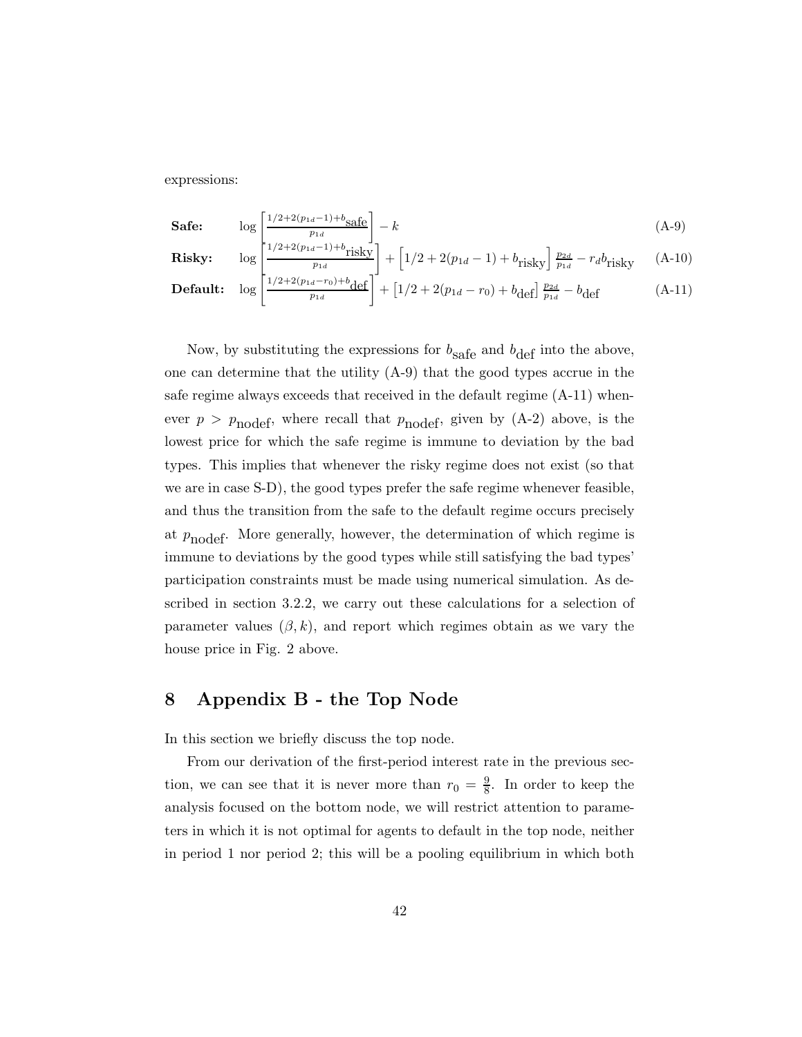expressions:

$$\textbf{Safe:} \quad \log\left[\frac{1/2+2(p_{1d}-1)+b_{\text{safe}}}{p_{1d}}\right] - k \tag{A-9}$$

$$\textbf{Risky:} \quad \log\left[\frac{1/2+2(p_{1d}-1)+b_{\text{risky}}}{p_{1d}}\right] + \left[1/2+2(p_{1d}-1)+b_{\text{risky}}\right]\frac{p_{2d}}{p_{1d}} - r_d b_{\text{risky}} \tag{A-10}$$

$$\textbf{Default:} \quad \log\left[\frac{1/2+2(p_{1d}-r_0)+b_{\text{def}}}{p_{1d}}\right] + \left[1/2+2(p_{1d}-r_0)+b_{\text{def}}\right]\frac{p_{2d}}{p_{1d}} - b_{\text{def}} \tag{A-11}$$

Now, by substituting the expressions for $b_{\text{safe}}$ and $b_{\text{def}}$ into the above, one can determine that the utility (A-9) that the good types accrue in the safe regime always exceeds that received in the default regime (A-11) whenever $p > p_{\text{nodef}}$, where recall that $p_{\text{nodef}}$, given by (A-2) above, is the lowest price for which the safe regime is immune to deviation by the bad types. This implies that whenever the risky regime does not exist (so that we are in case S-D), the good types prefer the safe regime whenever feasible, and thus the transition from the safe to the default regime occurs precisely at $p_{\text{nodef}}$. More generally, however, the determination of which regime is immune to deviations by the good types while still satisfying the bad types' participation constraints must be made using numerical simulation. As described in section 3.2.2, we carry out these calculations for a selection of parameter values $(\beta, k)$, and report which regimes obtain as we vary the house price in Fig. 2 above.

# 8 Appendix B - the Top Node

In this section we briefly discuss the top node.

From our derivation of the first-period interest rate in the previous section, we can see that it is never more than $r_0 = \frac{9}{8}$. In order to keep the analysis focused on the bottom node, we will restrict attention to parameters in which it is not optimal for agents to default in the top node, neither in period 1 nor period 2; this will be a pooling equilibrium in which both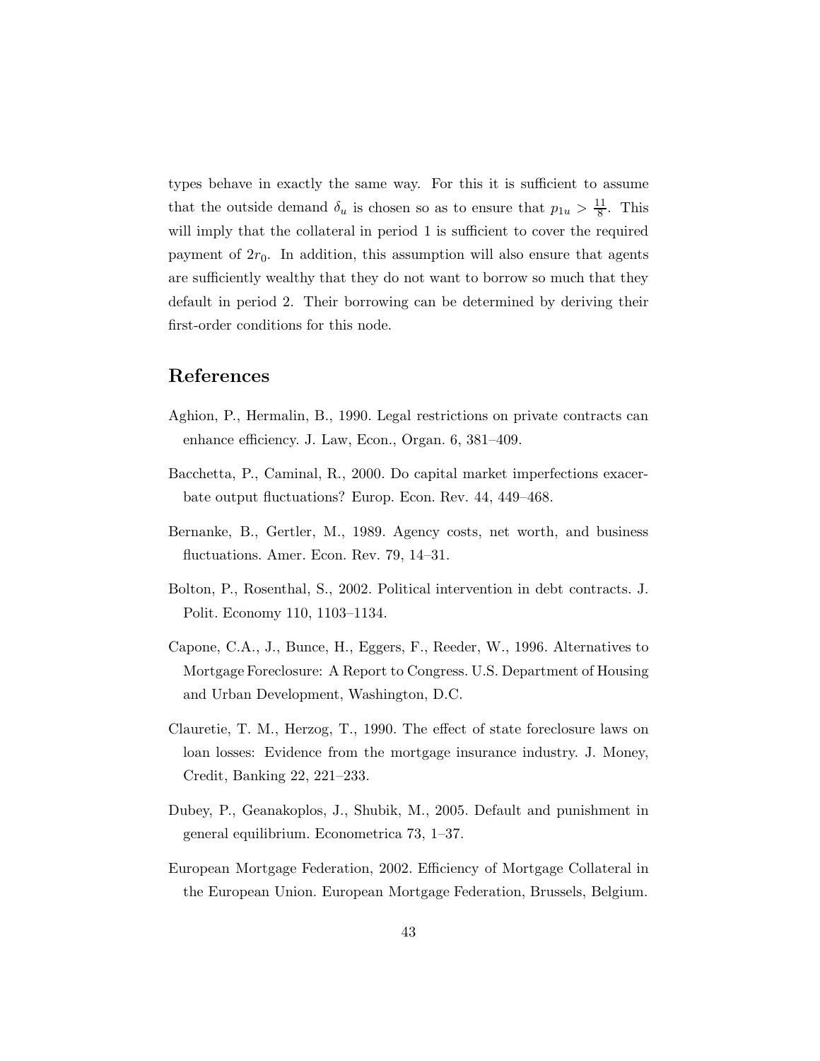types behave in exactly the same way. For this it is sufficient to assume that the outside demand $\delta_u$ is chosen so as to ensure that $p_{1u} > \frac{11}{8}$. This will imply that the collateral in period 1 is sufficient to cover the required payment of $2r_0$. In addition, this assumption will also ensure that agents are sufficiently wealthy that they do not want to borrow so much that they default in period 2. Their borrowing can be determined by deriving their first-order conditions for this node.

## References

Aghion, P., Hermalin, B., 1990. Legal restrictions on private contracts can enhance efficiency. J. Law, Econ., Organ. 6, 381–409.

Bacchetta, P., Caminal, R., 2000. Do capital market imperfections exacerbate output fluctuations? Europ. Econ. Rev. 44, 449–468.

Bernanke, B., Gertler, M., 1989. Agency costs, net worth, and business fluctuations. Amer. Econ. Rev. 79, 14–31.

Bolton, P., Rosenthal, S., 2002. Political intervention in debt contracts. J. Polit. Economy 110, 1103–1134.

Capone, C.A., J., Bunce, H., Eggers, F., Reeder, W., 1996. Alternatives to Mortgage Foreclosure: A Report to Congress. U.S. Department of Housing and Urban Development, Washington, D.C.

Clauretie, T. M., Herzog, T., 1990. The effect of state foreclosure laws on loan losses: Evidence from the mortgage insurance industry. J. Money, Credit, Banking 22, 221–233.

Dubey, P., Geanakoplos, J., Shubik, M., 2005. Default and punishment in general equilibrium. Econometrica 73, 1–37.

European Mortgage Federation, 2002. Efficiency of Mortgage Collateral in the European Union. European Mortgage Federation, Brussels, Belgium.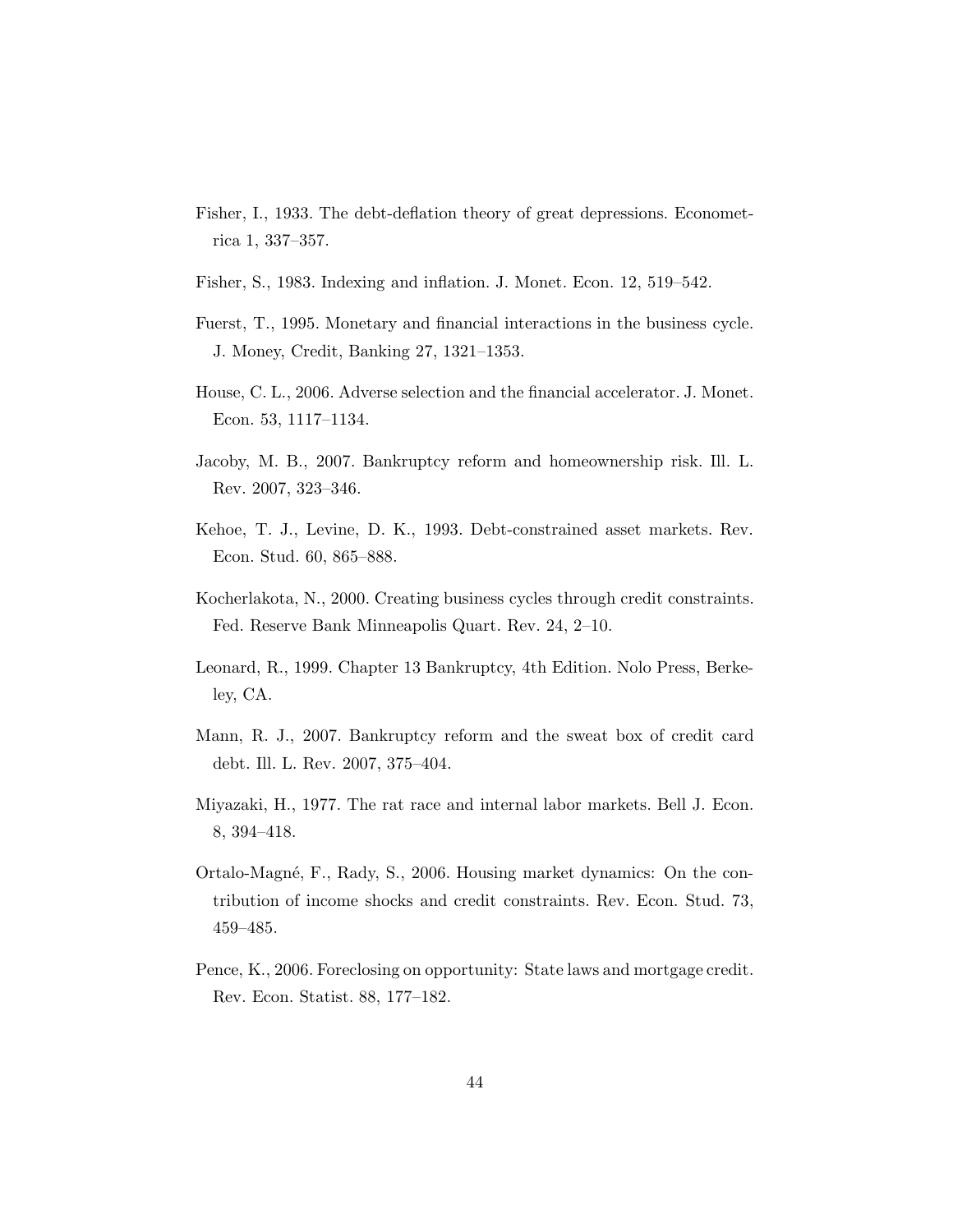Fisher, I., 1933. The debt-deflation theory of great depressions. Econometrica 1, 337–357.

Fisher, S., 1983. Indexing and inflation. J. Monet. Econ. 12, 519–542.

Fuerst, T., 1995. Monetary and financial interactions in the business cycle. J. Money, Credit, Banking 27, 1321–1353.

House, C. L., 2006. Adverse selection and the financial accelerator. J. Monet. Econ. 53, 1117–1134.

Jacoby, M. B., 2007. Bankruptcy reform and homeownership risk. Ill. L. Rev. 2007, 323–346.

Kehoe, T. J., Levine, D. K., 1993. Debt-constrained asset markets. Rev. Econ. Stud. 60, 865–888.

Kocherlakota, N., 2000. Creating business cycles through credit constraints. Fed. Reserve Bank Minneapolis Quart. Rev. 24, 2–10.

Leonard, R., 1999. Chapter 13 Bankruptcy, 4th Edition. Nolo Press, Berkeley, CA.

Mann, R. J., 2007. Bankruptcy reform and the sweat box of credit card debt. Ill. L. Rev. 2007, 375–404.

Miyazaki, H., 1977. The rat race and internal labor markets. Bell J. Econ. 8, 394–418.

Ortalo-Magné, F., Rady, S., 2006. Housing market dynamics: On the contribution of income shocks and credit constraints. Rev. Econ. Stud. 73, 459–485.

Pence, K., 2006. Foreclosing on opportunity: State laws and mortgage credit. Rev. Econ. Statist. 88, 177–182.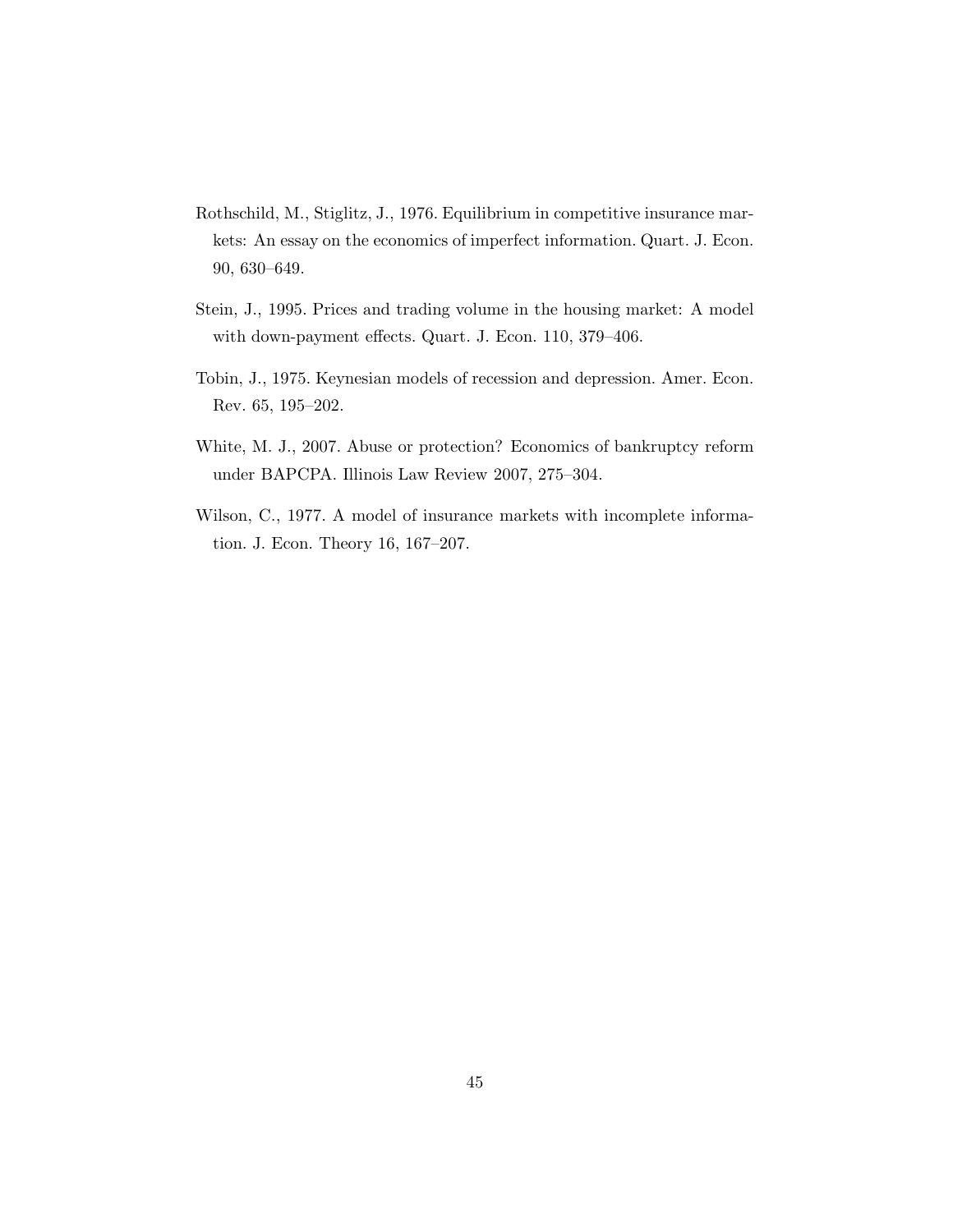Rothschild, M., Stiglitz, J., 1976. Equilibrium in competitive insurance markets: An essay on the economics of imperfect information. Quart. J. Econ. 90, 630–649.

Stein, J., 1995. Prices and trading volume in the housing market: A model with down-payment effects. Quart. J. Econ. 110, 379–406.

Tobin, J., 1975. Keynesian models of recession and depression. Amer. Econ. Rev. 65, 195–202.

White, M. J., 2007. Abuse or protection? Economics of bankruptcy reform under BAPCPA. Illinois Law Review 2007, 275–304.

Wilson, C., 1977. A model of insurance markets with incomplete information. J. Econ. Theory 16, 167–207.